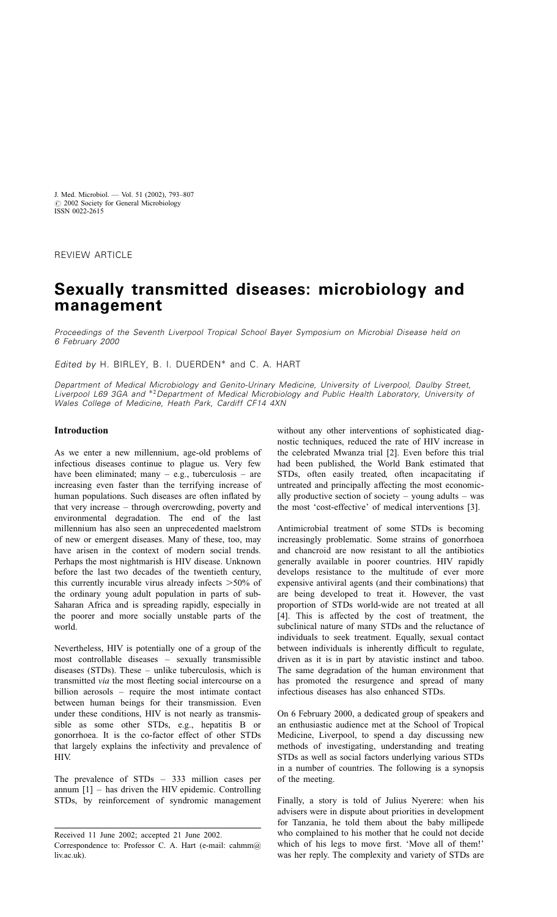J. Med. Microbiol. — Vol. 51 (2002), 793–807
© 2002 Society for General Microbiology
ISSN 0022-2615

REVIEW ARTICLE

# Sexually transmitted diseases: microbiology and management

*Proceedings of the Seventh Liverpool Tropical School Bayer Symposium on Microbial Disease held on 6 February 2000*

*Edited by* H. BIRLEY, B. I. DUERDEN* and C. A. HART

*Department of Medical Microbiology and Genito-Urinary Medicine, University of Liverpool, Daulby Street, Liverpool L69 3GA and *[2]Department of Medical Microbiology and Public Health Laboratory, University of Wales College of Medicine, Heath Park, Cardiff CF14 4XN*

## Introduction

As we enter a new millennium, age-old problems of infectious diseases continue to plague us. Very few have been eliminated; many – e.g., tuberculosis – are increasing even faster than the terrifying increase of human populations. Such diseases are often inflated by that very increase – through overcrowding, poverty and environmental degradation. The end of the last millennium has also seen an unprecedented maelstrom of new or emergent diseases. Many of these, too, may have arisen in the context of modern social trends. Perhaps the most nightmarish is HIV disease. Unknown before the last two decades of the twentieth century, this currently incurable virus already infects >50% of the ordinary young adult population in parts of sub-Saharan Africa and is spreading rapidly, especially in the poorer and more socially unstable parts of the world.

Nevertheless, HIV is potentially one of a group of the most controllable diseases – sexually transmissible diseases (STDs). These – unlike tuberculosis, which is transmitted *via* the most fleeting social intercourse on a billion aerosols – require the most intimate contact between human beings for their transmission. Even under these conditions, HIV is not nearly as transmissible as some other STDs, e.g., hepatitis B or gonorrhoea. It is the co-factor effect of other STDs that largely explains the infectivity and prevalence of HIV.

The prevalence of STDs – 333 million cases per annum [1] – has driven the HIV epidemic. Controlling STDs, by reinforcement of syndromic management without any other interventions of sophisticated diagnostic techniques, reduced the rate of HIV increase in the celebrated Mwanza trial [2]. Even before this trial had been published, the World Bank estimated that STDs, often easily treated, often incapacitating if untreated and principally affecting the most economically productive section of society – young adults – was the most 'cost-effective' of medical interventions [3].

Antimicrobial treatment of some STDs is becoming increasingly problematic. Some strains of gonorrhoea and chancroid are now resistant to all the antibiotics generally available in poorer countries. HIV rapidly develops resistance to the multitude of ever more expensive antiviral agents (and their combinations) that are being developed to treat it. However, the vast proportion of STDs world-wide are not treated at all [4]. This is affected by the cost of treatment, the subclinical nature of many STDs and the reluctance of individuals to seek treatment. Equally, sexual contact between individuals is inherently difficult to regulate, driven as it is in part by atavistic instinct and taboo. The same degradation of the human environment that has promoted the resurgence and spread of many infectious diseases has also enhanced STDs.

On 6 February 2000, a dedicated group of speakers and an enthusiastic audience met at the School of Tropical Medicine, Liverpool, to spend a day discussing new methods of investigating, understanding and treating STDs as well as social factors underlying various STDs in a number of countries. The following is a synopsis of the meeting.

Finally, a story is told of Julius Nyerere: when his advisers were in dispute about priorities in development for Tanzania, he told them about the baby millipede who complained to his mother that he could not decide which of his legs to move first. 'Move all of them!' was her reply. The complexity and variety of STDs are

Received 11 June 2002; accepted 21 June 2002.
Correspondence to: Professor C. A. Hart (e-mail: cahmm@liv.ac.uk).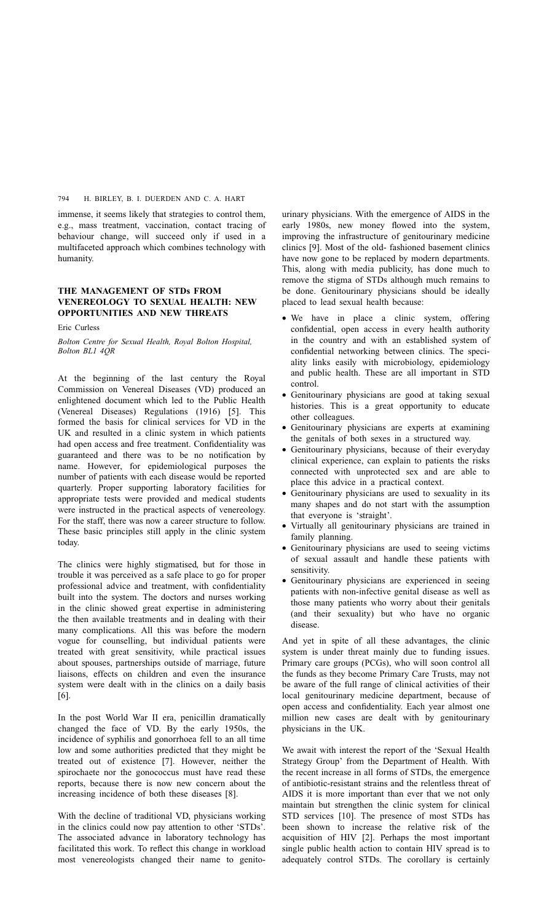immense, it seems likely that strategies to control them, e.g., mass treatment, vaccination, contact tracing of behaviour change, will succeed only if used in a multifaceted approach which combines technology with humanity.

## THE MANAGEMENT OF STDs FROM VENEREOLOGY TO SEXUAL HEALTH: NEW OPPORTUNITIES AND NEW THREATS

Eric Curless

*Bolton Centre for Sexual Health, Royal Bolton Hospital, Bolton BL1 4QR*

At the beginning of the last century the Royal Commission on Venereal Diseases (VD) produced an enlightened document which led to the Public Health (Venereal Diseases) Regulations (1916) [5]. This formed the basis for clinical services for VD in the UK and resulted in a clinic system in which patients had open access and free treatment. Confidentiality was guaranteed and there was to be no notification by name. However, for epidemiological purposes the number of patients with each disease would be reported quarterly. Proper supporting laboratory facilities for appropriate tests were provided and medical students were instructed in the practical aspects of venereology. For the staff, there was now a career structure to follow. These basic principles still apply in the clinic system today.

The clinics were highly stigmatised, but for those in trouble it was perceived as a safe place to go for proper professional advice and treatment, with confidentiality built into the system. The doctors and nurses working in the clinic showed great expertise in administering the then available treatments and in dealing with their many complications. All this was before the modern vogue for counselling, but individual patients were treated with great sensitivity, while practical issues about spouses, partnerships outside of marriage, future liaisons, effects on children and even the insurance system were dealt with in the clinics on a daily basis [6].

In the post World War II era, penicillin dramatically changed the face of VD. By the early 1950s, the incidence of syphilis and gonorrhoea fell to an all time low and some authorities predicted that they might be treated out of existence [7]. However, neither the spirochaete nor the gonococcus must have read these reports, because there is now new concern about the increasing incidence of both these diseases [8].

With the decline of traditional VD, physicians working in the clinics could now pay attention to other 'STDs'. The associated advance in laboratory technology has facilitated this work. To reflect this change in workload most venereologists changed their name to genitourinary physicians. With the emergence of AIDS in the early 1980s, new money flowed into the system, improving the infrastructure of genitourinary medicine clinics [9]. Most of the old- fashioned basement clinics have now gone to be replaced by modern departments. This, along with media publicity, has done much to remove the stigma of STDs although much remains to be done. Genitourinary physicians should be ideally placed to lead sexual health because:

- We have in place a clinic system, offering confidential, open access in every health authority in the country and with an established system of confidential networking between clinics. The speciality links easily with microbiology, epidemiology and public health. These are all important in STD control.
- Genitourinary physicians are good at taking sexual histories. This is a great opportunity to educate other colleagues.
- Genitourinary physicians are experts at examining the genitals of both sexes in a structured way.
- Genitourinary physicians, because of their everyday clinical experience, can explain to patients the risks connected with unprotected sex and are able to place this advice in a practical context.
- Genitourinary physicians are used to sexuality in its many shapes and do not start with the assumption that everyone is 'straight'.
- Virtually all genitourinary physicians are trained in family planning.
- Genitourinary physicians are used to seeing victims of sexual assault and handle these patients with sensitivity.
- Genitourinary physicians are experienced in seeing patients with non-infective genital disease as well as those many patients who worry about their genitals (and their sexuality) but who have no organic disease.

And yet in spite of all these advantages, the clinic system is under threat mainly due to funding issues. Primary care groups (PCGs), who will soon control all the funds as they become Primary Care Trusts, may not be aware of the full range of clinical activities of their local genitourinary medicine department, because of open access and confidentiality. Each year almost one million new cases are dealt with by genitourinary physicians in the UK.

We await with interest the report of the 'Sexual Health Strategy Group' from the Department of Health. With the recent increase in all forms of STDs, the emergence of antibiotic-resistant strains and the relentless threat of AIDS it is more important than ever that we not only maintain but strengthen the clinic system for clinical STD services [10]. The presence of most STDs has been shown to increase the relative risk of the acquisition of HIV [2]. Perhaps the most important single public health action to contain HIV spread is to adequately control STDs. The corollary is certainly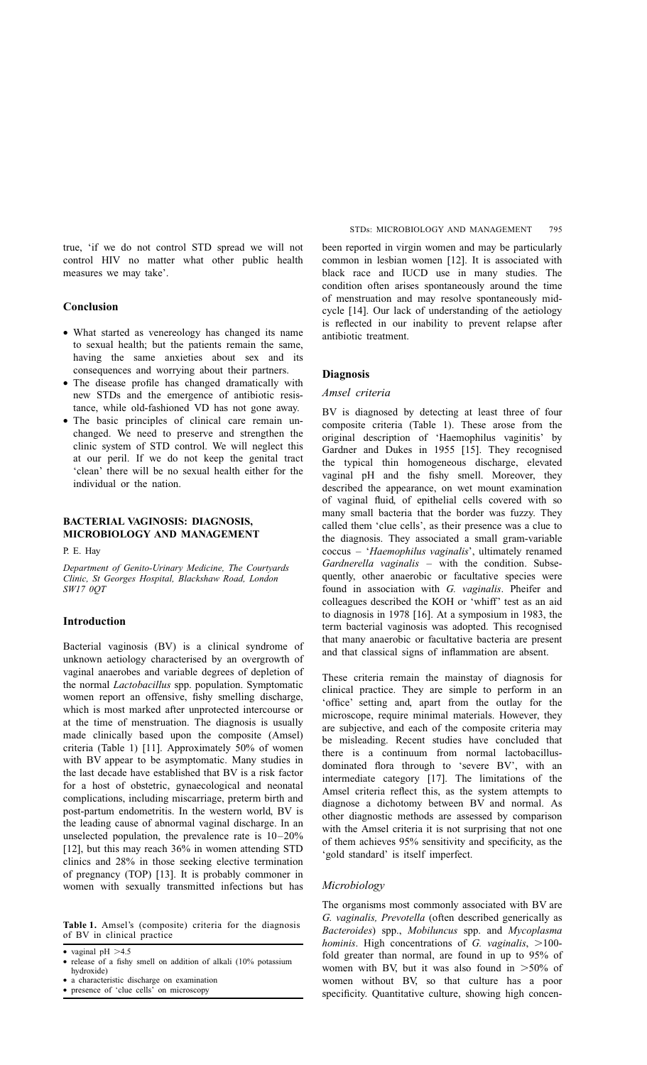true, 'if we do not control STD spread we will not control HIV no matter what other public health measures we may take'.

## Conclusion

- What started as venereology has changed its name to sexual health; but the patients remain the same, having the same anxieties about sex and its consequences and worrying about their partners.
- The disease profile has changed dramatically with new STDs and the emergence of antibiotic resistance, while old-fashioned VD has not gone away.
- The basic principles of clinical care remain unchanged. We need to preserve and strengthen the clinic system of STD control. We will neglect this at our peril. If we do not keep the genital tract 'clean' there will be no sexual health either for the individual or the nation.

# BACTERIAL VAGINOSIS: DIAGNOSIS, MICROBIOLOGY AND MANAGEMENT

P. E. Hay

*Department of Genito-Urinary Medicine, The Courtyards Clinic, St Georges Hospital, Blackshaw Road, London SW17 0QT*

## Introduction

Bacterial vaginosis (BV) is a clinical syndrome of unknown aetiology characterised by an overgrowth of vaginal anaerobes and variable degrees of depletion of the normal *Lactobacillus* spp. population. Symptomatic women report an offensive, fishy smelling discharge, which is most marked after unprotected intercourse or at the time of menstruation. The diagnosis is usually made clinically based upon the composite (Amsel) criteria (Table 1) [11]. Approximately 50% of women with BV appear to be asymptomatic. Many studies in the last decade have established that BV is a risk factor for a host of obstetric, gynaecological and neonatal complications, including miscarriage, preterm birth and post-partum endometritis. In the western world, BV is the leading cause of abnormal vaginal discharge. In an unselected population, the prevalence rate is 10–20% [12], but this may reach 36% in women attending STD clinics and 28% in those seeking elective termination of pregnancy (TOP) [13]. It is probably commoner in women with sexually transmitted infections but has been reported in virgin women and may be particularly common in lesbian women [12]. It is associated with black race and IUCD use in many studies. The condition often arises spontaneously around the time of menstruation and may resolve spontaneously mid-cycle [14]. Our lack of understanding of the aetiology is reflected in our inability to prevent relapse after antibiotic treatment.

**Table 1.** Amsel's (composite) criteria for the diagnosis of BV in clinical practice

- vaginal pH >4.5
- release of a fishy smell on addition of alkali (10% potassium hydroxide)
- a characteristic discharge on examination
- presence of 'clue cells' on microscopy

## Diagnosis

### *Amsel criteria*

BV is diagnosed by detecting at least three of four composite criteria (Table 1). These arose from the original description of 'Haemophilus vaginitis' by Gardner and Dukes in 1955 [15]. They recognised the typical thin homogeneous discharge, elevated vaginal pH and the fishy smell. Moreover, they described the appearance, on wet mount examination of vaginal fluid, of epithelial cells covered with so many small bacteria that the border was fuzzy. They called them 'clue cells', as their presence was a clue to the diagnosis. They associated a small gram-variable coccus – '*Haemophilus vaginalis*', ultimately renamed *Gardnerella vaginalis* – with the condition. Subsequently, other anaerobic or facultative species were found in association with *G. vaginalis*. Pheifer and colleagues described the KOH or 'whiff' test as an aid to diagnosis in 1978 [16]. At a symposium in 1983, the term bacterial vaginosis was adopted. This recognised that many anaerobic or facultative bacteria are present and that classical signs of inflammation are absent.

These criteria remain the mainstay of diagnosis for clinical practice. They are simple to perform in an 'office' setting and, apart from the outlay for the microscope, require minimal materials. However, they are subjective, and each of the composite criteria may be misleading. Recent studies have concluded that there is a continuum from normal lactobacillus-dominated flora through to 'severe BV', with an intermediate category [17]. The limitations of the Amsel criteria reflect this, as the system attempts to diagnose a dichotomy between BV and normal. As other diagnostic methods are assessed by comparison with the Amsel criteria it is not surprising that not one of them achieves 95% sensitivity and specificity, as the 'gold standard' is itself imperfect.

### *Microbiology*

The organisms most commonly associated with BV are *G. vaginalis, Prevotella* (often described generically as *Bacteroides*) spp., *Mobiluncus* spp. and *Mycoplasma hominis*. High concentrations of *G. vaginalis*, >100-fold greater than normal, are found in up to 95% of women with BV, but it was also found in >50% of women without BV, so that culture has a poor specificity. Quantitative culture, showing high concen-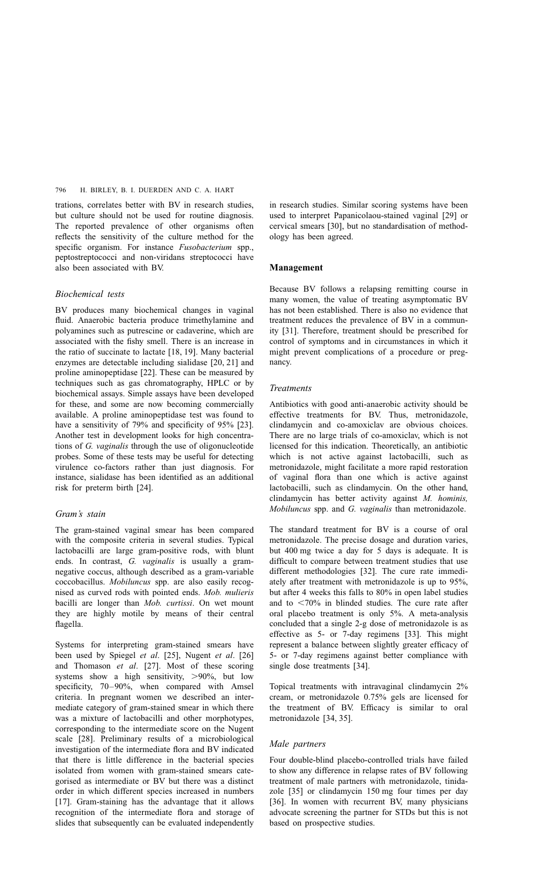trations, correlates better with BV in research studies, but culture should not be used for routine diagnosis. The reported prevalence of other organisms often reflects the sensitivity of the culture method for the specific organism. For instance *Fusobacterium* spp., peptostreptococci and non-viridans streptococci have also been associated with BV.

### *Biochemical tests*

BV produces many biochemical changes in vaginal fluid. Anaerobic bacteria produce trimethylamine and polyamines such as putrescine or cadaverine, which are associated with the fishy smell. There is an increase in the ratio of succinate to lactate [18, 19]. Many bacterial enzymes are detectable including sialidase [20, 21] and proline aminopeptidase [22]. These can be measured by techniques such as gas chromatography, HPLC or by biochemical assays. Simple assays have been developed for these, and some are now becoming commercially available. A proline aminopeptidase test was found to have a sensitivity of 79% and specificity of 95% [23]. Another test in development looks for high concentrations of *G. vaginalis* through the use of oligonucleotide probes. Some of these tests may be useful for detecting virulence co-factors rather than just diagnosis. For instance, sialidase has been identified as an additional risk for preterm birth [24].

### *Gram's stain*

The gram-stained vaginal smear has been compared with the composite criteria in several studies. Typical lactobacilli are large gram-positive rods, with blunt ends. In contrast, *G. vaginalis* is usually a gram-negative coccus, although described as a gram-variable coccobacillus. *Mobiluncus* spp. are also easily recognised as curved rods with pointed ends. *Mob. mulieris* bacilli are longer than *Mob. curtissi*. On wet mount they are highly motile by means of their central flagella.

Systems for interpreting gram-stained smears have been used by Spiegel *et al*. [25], Nugent *et al*. [26] and Thomason *et al*. [27]. Most of these scoring systems show a high sensitivity, >90%, but low specificity, 70–90%, when compared with Amsel criteria. In pregnant women we described an intermediate category of gram-stained smear in which there was a mixture of lactobacilli and other morphotypes, corresponding to the intermediate score on the Nugent scale [28]. Preliminary results of a microbiological investigation of the intermediate flora and BV indicated that there is little difference in the bacterial species isolated from women with gram-stained smears categorised as intermediate or BV but there was a distinct order in which different species increased in numbers [17]. Gram-staining has the advantage that it allows recognition of the intermediate flora and storage of slides that subsequently can be evaluated independently in research studies. Similar scoring systems have been used to interpret Papanicolaou-stained vaginal [29] or cervical smears [30], but no standardisation of methodology has been agreed.

## Management

Because BV follows a relapsing remitting course in many women, the value of treating asymptomatic BV has not been established. There is also no evidence that treatment reduces the prevalence of BV in a community [31]. Therefore, treatment should be prescribed for control of symptoms and in circumstances in which it might prevent complications of a procedure or pregnancy.

### *Treatments*

Antibiotics with good anti-anaerobic activity should be effective treatments for BV. Thus, metronidazole, clindamycin and co-amoxiclav are obvious choices. There are no large trials of co-amoxiclav, which is not licensed for this indication. Theoretically, an antibiotic which is not active against lactobacilli, such as metronidazole, might facilitate a more rapid restoration of vaginal flora than one which is active against lactobacilli, such as clindamycin. On the other hand, clindamycin has better activity against *M. hominis, Mobiluncus* spp. and *G. vaginalis* than metronidazole.

The standard treatment for BV is a course of oral metronidazole. The precise dosage and duration varies, but 400 mg twice a day for 5 days is adequate. It is difficult to compare between treatment studies that use different methodologies [32]. The cure rate immediately after treatment with metronidazole is up to 95%, but after 4 weeks this falls to 80% in open label studies and to <70% in blinded studies. The cure rate after oral placebo treatment is only 5%. A meta-analysis concluded that a single 2-g dose of metronidazole is as effective as 5- or 7-day regimens [33]. This might represent a balance between slightly greater efficacy of 5- or 7-day regimens against better compliance with single dose treatments [34].

Topical treatments with intravaginal clindamycin 2% cream, or metronidazole 0.75% gels are licensed for the treatment of BV. Efficacy is similar to oral metronidazole [34, 35].

### *Male partners*

Four double-blind placebo-controlled trials have failed to show any difference in relapse rates of BV following treatment of male partners with metronidazole, tinidazole [35] or clindamycin 150 mg four times per day [36]. In women with recurrent BV, many physicians advocate screening the partner for STDs but this is not based on prospective studies.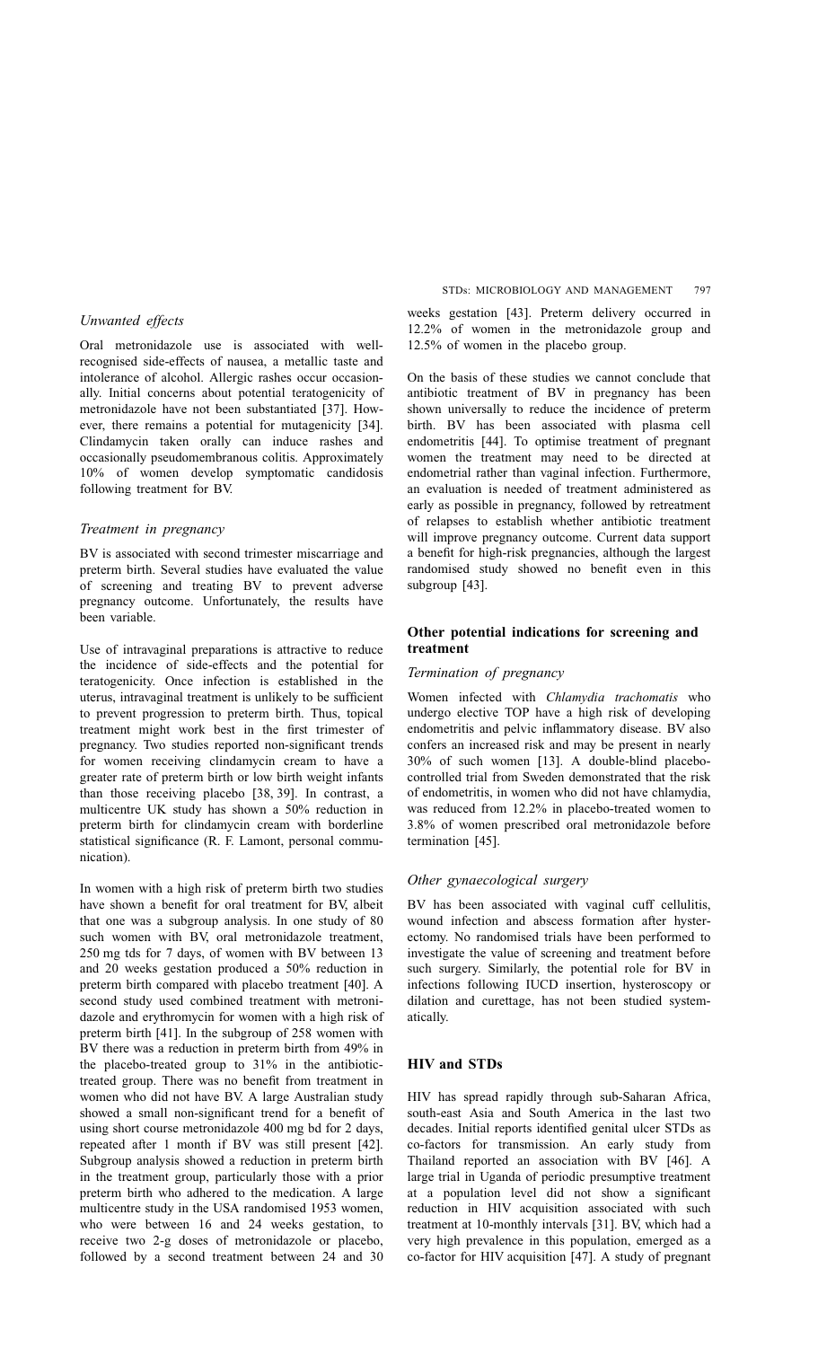### *Unwanted effects*

Oral metronidazole use is associated with well-recognised side-effects of nausea, a metallic taste and intolerance of alcohol. Allergic rashes occur occasionally. Initial concerns about potential teratogenicity of metronidazole have not been substantiated [37]. However, there remains a potential for mutagenicity [34]. Clindamycin taken orally can induce rashes and occasionally pseudomembranous colitis. Approximately 10% of women develop symptomatic candidosis following treatment for BV.

### *Treatment in pregnancy*

BV is associated with second trimester miscarriage and preterm birth. Several studies have evaluated the value of screening and treating BV to prevent adverse pregnancy outcome. Unfortunately, the results have been variable.

Use of intravaginal preparations is attractive to reduce the incidence of side-effects and the potential for teratogenicity. Once infection is established in the uterus, intravaginal treatment is unlikely to be sufficient to prevent progression to preterm birth. Thus, topical treatment might work best in the first trimester of pregnancy. Two studies reported non-significant trends for women receiving clindamycin cream to have a greater rate of preterm birth or low birth weight infants than those receiving placebo [38, 39]. In contrast, a multicentre UK study has shown a 50% reduction in preterm birth for clindamycin cream with borderline statistical significance (R. F. Lamont, personal communication).

In women with a high risk of preterm birth two studies have shown a benefit for oral treatment for BV, albeit that one was a subgroup analysis. In one study of 80 such women with BV, oral metronidazole treatment, 250 mg tds for 7 days, of women with BV between 13 and 20 weeks gestation produced a 50% reduction in preterm birth compared with placebo treatment [40]. A second study used combined treatment with metronidazole and erythromycin for women with a high risk of preterm birth [41]. In the subgroup of 258 women with BV there was a reduction in preterm birth from 49% in the placebo-treated group to 31% in the antibiotic-treated group. There was no benefit from treatment in women who did not have BV. A large Australian study showed a small non-significant trend for a benefit of using short course metronidazole 400 mg bd for 2 days, repeated after 1 month if BV was still present [42]. Subgroup analysis showed a reduction in preterm birth in the treatment group, particularly those with a prior preterm birth who adhered to the medication. A large multicentre study in the USA randomised 1953 women, who were between 16 and 24 weeks gestation, to receive two 2-g doses of metronidazole or placebo, followed by a second treatment between 24 and 30 weeks gestation [43]. Preterm delivery occurred in 12.2% of women in the metronidazole group and 12.5% of women in the placebo group.

On the basis of these studies we cannot conclude that antibiotic treatment of BV in pregnancy has been shown universally to reduce the incidence of preterm birth. BV has been associated with plasma cell endometritis [44]. To optimise treatment of pregnant women the treatment may need to be directed at endometrial rather than vaginal infection. Furthermore, an evaluation is needed of treatment administered as early as possible in pregnancy, followed by retreatment of relapses to establish whether antibiotic treatment will improve pregnancy outcome. Current data support a benefit for high-risk pregnancies, although the largest randomised study showed no benefit even in this subgroup [43].

## **Other potential indications for screening and treatment**

### *Termination of pregnancy*

Women infected with *Chlamydia trachomatis* who undergo elective TOP have a high risk of developing endometritis and pelvic inflammatory disease. BV also confers an increased risk and may be present in nearly 30% of such women [13]. A double-blind placebo-controlled trial from Sweden demonstrated that the risk of endometritis, in women who did not have chlamydia, was reduced from 12.2% in placebo-treated women to 3.8% of women prescribed oral metronidazole before termination [45].

### *Other gynaecological surgery*

BV has been associated with vaginal cuff cellulitis, wound infection and abscess formation after hysterectomy. No randomised trials have been performed to investigate the value of screening and treatment before such surgery. Similarly, the potential role for BV in infections following IUCD insertion, hysteroscopy or dilation and curettage, has not been studied systematically.

## **HIV and STDs**

HIV has spread rapidly through sub-Saharan Africa, south-east Asia and South America in the last two decades. Initial reports identified genital ulcer STDs as co-factors for transmission. An early study from Thailand reported an association with BV [46]. A large trial in Uganda of periodic presumptive treatment at a population level did not show a significant reduction in HIV acquisition associated with such treatment at 10-monthly intervals [31]. BV, which had a very high prevalence in this population, emerged as a co-factor for HIV acquisition [47]. A study of pregnant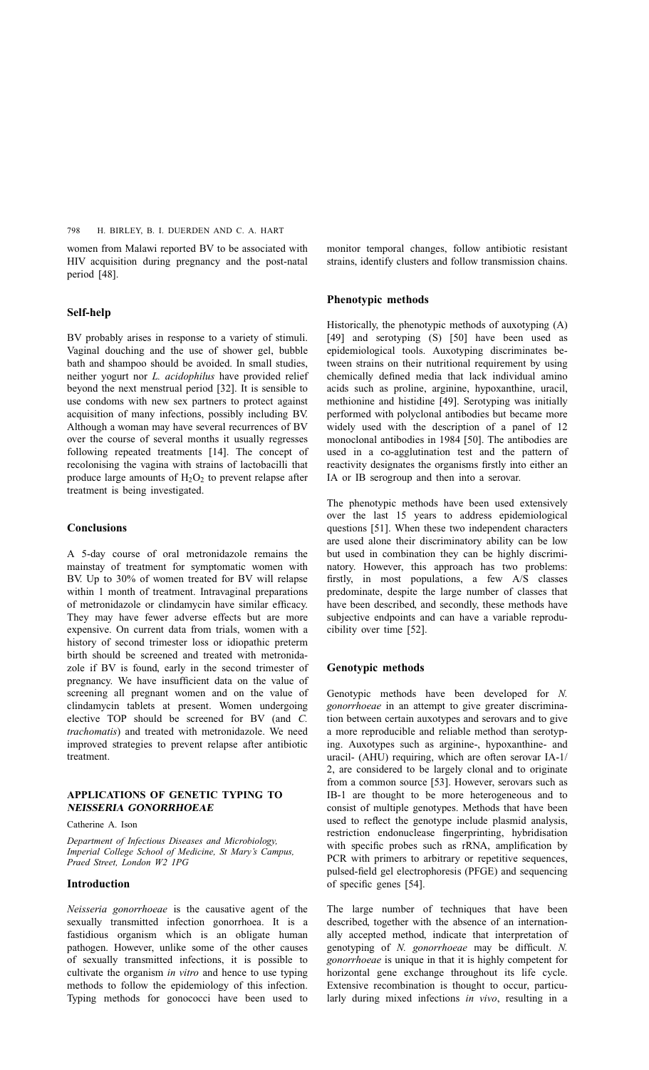women from Malawi reported BV to be associated with HIV acquisition during pregnancy and the post-natal period [48].

### Self-help

BV probably arises in response to a variety of stimuli. Vaginal douching and the use of shower gel, bubble bath and shampoo should be avoided. In small studies, neither yogurt nor *L. acidophilus* have provided relief beyond the next menstrual period [32]. It is sensible to use condoms with new sex partners to protect against acquisition of many infections, possibly including BV. Although a woman may have several recurrences of BV over the course of several months it usually regresses following repeated treatments [14]. The concept of recolonising the vagina with strains of lactobacilli that produce large amounts of $H_2O_2$ to prevent relapse after treatment is being investigated.

### Conclusions

A 5-day course of oral metronidazole remains the mainstay of treatment for symptomatic women with BV. Up to 30% of women treated for BV will relapse within 1 month of treatment. Intravaginal preparations of metronidazole or clindamycin have similar efficacy. They may have fewer adverse effects but are more expensive. On current data from trials, women with a history of second trimester loss or idiopathic preterm birth should be screened and treated with metronidazole if BV is found, early in the second trimester of pregnancy. We have insufficient data on the value of screening all pregnant women and on the value of clindamycin tablets at present. Women undergoing elective TOP should be screened for BV (and *C. trachomatis*) and treated with metronidazole. We need improved strategies to prevent relapse after antibiotic treatment.

## APPLICATIONS OF GENETIC TYPING TO *NEISSERIA GONORRHOEAE*

Catherine A. Ison

*Department of Infectious Diseases and Microbiology, Imperial College School of Medicine, St Mary's Campus, Praed Street, London W2 1PG*

### Introduction

*Neisseria gonorrhoeae* is the causative agent of the sexually transmitted infection gonorrhoea. It is a fastidious organism which is an obligate human pathogen. However, unlike some of the other causes of sexually transmitted infections, it is possible to cultivate the organism *in vitro* and hence to use typing methods to follow the epidemiology of this infection. Typing methods for gonococci have been used to monitor temporal changes, follow antibiotic resistant strains, identify clusters and follow transmission chains.

### Phenotypic methods

Historically, the phenotypic methods of auxotyping (A) [49] and serotyping (S) [50] have been used as epidemiological tools. Auxotyping discriminates between strains on their nutritional requirement by using chemically defined media that lack individual amino acids such as proline, arginine, hypoxanthine, uracil, methionine and histidine [49]. Serotyping was initially performed with polyclonal antibodies but became more widely used with the description of a panel of 12 monoclonal antibodies in 1984 [50]. The antibodies are used in a co-agglutination test and the pattern of reactivity designates the organisms firstly into either an IA or IB serogroup and then into a serovar.

The phenotypic methods have been used extensively over the last 15 years to address epidemiological questions [51]. When these two independent characters are used alone their discriminatory ability can be low but used in combination they can be highly discriminatory. However, this approach has two problems: firstly, in most populations, a few A/S classes predominate, despite the large number of classes that have been described, and secondly, these methods have subjective endpoints and can have a variable reproducibility over time [52].

### Genotypic methods

Genotypic methods have been developed for *N. gonorrhoeae* in an attempt to give greater discrimination between certain auxotypes and serovars and to give a more reproducible and reliable method than serotyping. Auxotypes such as arginine-, hypoxanthine- and uracil- (AHU) requiring, which are often serovar IA-1/2, are considered to be largely clonal and to originate from a common source [53]. However, serovars such as IB-1 are thought to be more heterogeneous and to consist of multiple genotypes. Methods that have been used to reflect the genotype include plasmid analysis, restriction endonuclease fingerprinting, hybridisation with specific probes such as rRNA, amplification by PCR with primers to arbitrary or repetitive sequences, pulsed-field gel electrophoresis (PFGE) and sequencing of specific genes [54].

The large number of techniques that have been described, together with the absence of an internationally accepted method, indicate that interpretation of genotyping of *N. gonorrhoeae* may be difficult. *N. gonorrhoeae* is unique in that it is highly competent for horizontal gene exchange throughout its life cycle. Extensive recombination is thought to occur, particularly during mixed infections *in vivo*, resulting in a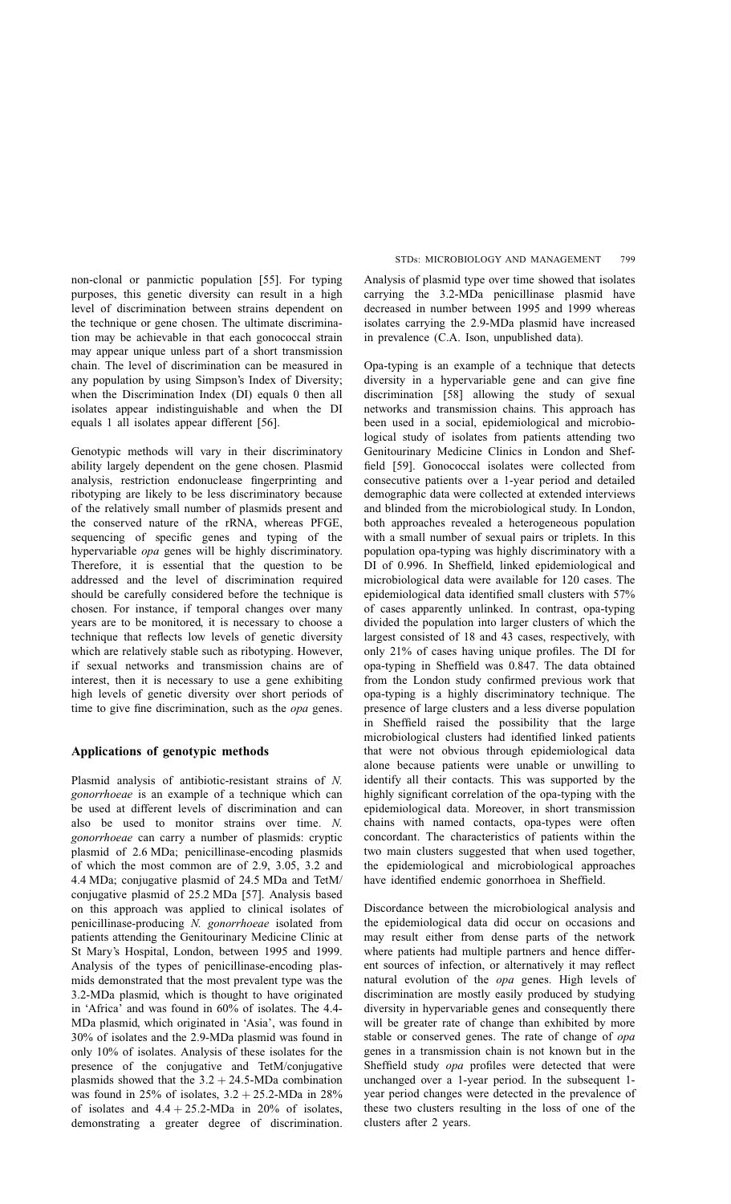non-clonal or panmictic population [55]. For typing purposes, this genetic diversity can result in a high level of discrimination between strains dependent on the technique or gene chosen. The ultimate discrimination may be achievable in that each gonococcal strain may appear unique unless part of a short transmission chain. The level of discrimination can be measured in any population by using Simpson's Index of Diversity; when the Discrimination Index (DI) equals 0 then all isolates appear indistinguishable and when the DI equals 1 all isolates appear different [56].

Genotypic methods will vary in their discriminatory ability largely dependent on the gene chosen. Plasmid analysis, restriction endonuclease fingerprinting and ribotyping are likely to be less discriminatory because of the relatively small number of plasmids present and the conserved nature of the rRNA, whereas PFGE, sequencing of specific genes and typing of the hypervariable *opa* genes will be highly discriminatory. Therefore, it is essential that the question to be addressed and the level of discrimination required should be carefully considered before the technique is chosen. For instance, if temporal changes over many years are to be monitored, it is necessary to choose a technique that reflects low levels of genetic diversity which are relatively stable such as ribotyping. However, if sexual networks and transmission chains are of interest, then it is necessary to use a gene exhibiting high levels of genetic diversity over short periods of time to give fine discrimination, such as the *opa* genes.

## Applications of genotypic methods

Plasmid analysis of antibiotic-resistant strains of *N. gonorrhoeae* is an example of a technique which can be used at different levels of discrimination and can also be used to monitor strains over time. *N. gonorrhoeae* can carry a number of plasmids: cryptic plasmid of 2.6 MDa; penicillinase-encoding plasmids of which the most common are of 2.9, 3.05, 3.2 and 4.4 MDa; conjugative plasmid of 24.5 MDa and TetM/conjugative plasmid of 25.2 MDa [57]. Analysis based on this approach was applied to clinical isolates of penicillinase-producing *N. gonorrhoeae* isolated from patients attending the Genitourinary Medicine Clinic at St Mary's Hospital, London, between 1995 and 1999. Analysis of the types of penicillinase-encoding plasmids demonstrated that the most prevalent type was the 3.2-MDa plasmid, which is thought to have originated in 'Africa' and was found in 60% of isolates. The 4.4-MDa plasmid, which originated in 'Asia', was found in 30% of isolates and the 2.9-MDa plasmid was found in only 10% of isolates. Analysis of these isolates for the presence of the conjugative and TetM/conjugative plasmids showed that the 3.2 + 24.5-MDa combination was found in 25% of isolates, 3.2 + 25.2-MDa in 28% of isolates and 4.4 + 25.2-MDa in 20% of isolates, demonstrating a greater degree of discrimination. Analysis of plasmid type over time showed that isolates carrying the 3.2-MDa penicillinase plasmid have decreased in number between 1995 and 1999 whereas isolates carrying the 2.9-MDa plasmid have increased in prevalence (C.A. Ison, unpublished data).

Opa-typing is an example of a technique that detects diversity in a hypervariable gene and can give fine discrimination [58] allowing the study of sexual networks and transmission chains. This approach has been used in a social, epidemiological and microbiological study of isolates from patients attending two Genitourinary Medicine Clinics in London and Sheffield [59]. Gonococcal isolates were collected from consecutive patients over a 1-year period and detailed demographic data were collected at extended interviews and blinded from the microbiological study. In London, both approaches revealed a heterogeneous population with a small number of sexual pairs or triplets. In this population opa-typing was highly discriminatory with a DI of 0.996. In Sheffield, linked epidemiological and microbiological data were available for 120 cases. The epidemiological data identified small clusters with 57% of cases apparently unlinked. In contrast, opa-typing divided the population into larger clusters of which the largest consisted of 18 and 43 cases, respectively, with only 21% of cases having unique profiles. The DI for opa-typing in Sheffield was 0.847. The data obtained from the London study confirmed previous work that opa-typing is a highly discriminatory technique. The presence of large clusters and a less diverse population in Sheffield raised the possibility that the large microbiological clusters had identified linked patients that were not obvious through epidemiological data alone because patients were unable or unwilling to identify all their contacts. This was supported by the highly significant correlation of the opa-typing with the epidemiological data. Moreover, in short transmission chains with named contacts, opa-types were often concordant. The characteristics of patients within the two main clusters suggested that when used together, the epidemiological and microbiological approaches have identified endemic gonorrhoea in Sheffield.

Discordance between the microbiological analysis and the epidemiological data did occur on occasions and may result either from dense parts of the network where patients had multiple partners and hence different sources of infection, or alternatively it may reflect natural evolution of the *opa* genes. High levels of discrimination are mostly easily produced by studying diversity in hypervariable genes and consequently there will be greater rate of change than exhibited by more stable or conserved genes. The rate of change of *opa* genes in a transmission chain is not known but in the Sheffield study *opa* profiles were detected that were unchanged over a 1-year period. In the subsequent 1-year period changes were detected in the prevalence of these two clusters resulting in the loss of one of the clusters after 2 years.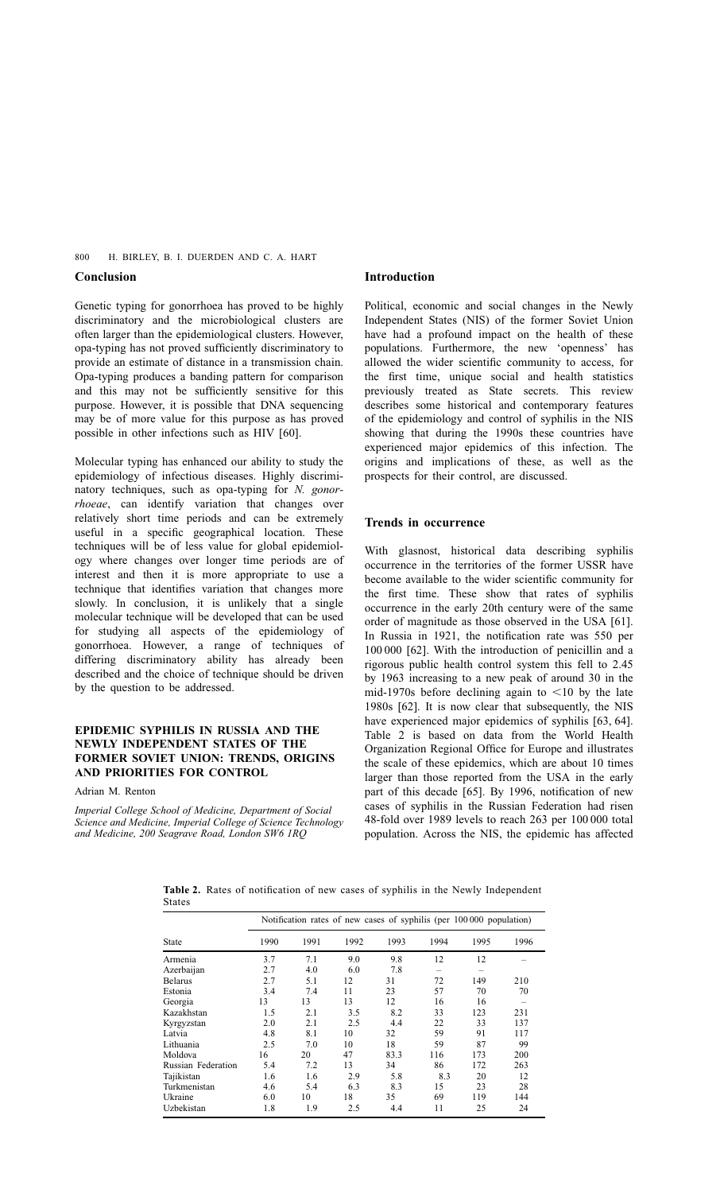## Conclusion

Genetic typing for gonorrhoea has proved to be highly discriminatory and the microbiological clusters are often larger than the epidemiological clusters. However, opa-typing has not proved sufficiently discriminatory to provide an estimate of distance in a transmission chain. Opa-typing produces a banding pattern for comparison and this may not be sufficiently sensitive for this purpose. However, it is possible that DNA sequencing may be of more value for this purpose as has proved possible in other infections such as HIV [60].

Molecular typing has enhanced our ability to study the epidemiology of infectious diseases. Highly discriminatory techniques, such as opa-typing for *N. gonorrhoeae*, can identify variation that changes over relatively short time periods and can be extremely useful in a specific geographical location. These techniques will be of less value for global epidemiology where changes over longer time periods are of interest and then it is more appropriate to use a technique that identifies variation that changes more slowly. In conclusion, it is unlikely that a single molecular technique will be developed that can be used for studying all aspects of the epidemiology of gonorrhoea. However, a range of techniques of differing discriminatory ability has already been described and the choice of technique should be driven by the question to be addressed.

# EPIDEMIC SYPHILIS IN RUSSIA AND THE NEWLY INDEPENDENT STATES OF THE FORMER SOVIET UNION: TRENDS, ORIGINS AND PRIORITIES FOR CONTROL

Adrian M. Renton

*Imperial College School of Medicine, Department of Social Science and Medicine, Imperial College of Science Technology and Medicine, 200 Seagrave Road, London SW6 1RQ*

## Introduction

Political, economic and social changes in the Newly Independent States (NIS) of the former Soviet Union have had a profound impact on the health of these populations. Furthermore, the new 'openness' has allowed the wider scientific community to access, for the first time, unique social and health statistics previously treated as State secrets. This review describes some historical and contemporary features of the epidemiology and control of syphilis in the NIS showing that during the 1990s these countries have experienced major epidemics of this infection. The origins and implications of these, as well as the prospects for their control, are discussed.

## Trends in occurrence

With glasnost, historical data describing syphilis occurrence in the territories of the former USSR have become available to the wider scientific community for the first time. These show that rates of syphilis occurrence in the early 20th century were of the same order of magnitude as those observed in the USA [61]. In Russia in 1921, the notification rate was 550 per 100 000 [62]. With the introduction of penicillin and a rigorous public health control system this fell to 2.45 by 1963 increasing to a new peak of around 30 in the mid-1970s before declining again to <10 by the late 1980s [62]. It is now clear that subsequently, the NIS have experienced major epidemics of syphilis [63, 64]. Table 2 is based on data from the World Health Organization Regional Office for Europe and illustrates the scale of these epidemics, which are about 10 times larger than those reported from the USA in the early part of this decade [65]. By 1996, notification of new cases of syphilis in the Russian Federation had risen 48-fold over 1989 levels to reach 263 per 100 000 total population. Across the NIS, the epidemic has affected

**Table 2.** Rates of notification of new cases of syphilis in the Newly Independent States

| State | Notification rates of new cases of syphilis (per 100 000 population) | | | | | | |
|---|---|---|---|---|---|---|---|
| | 1990 | 1991 | 1992 | 1993 | 1994 | 1995 | 1996 |
| Armenia | 3.7 | 7.1 | 9.0 | 9.8 | 12 | 12 | – |
| Azerbaijan | 2.7 | 4.0 | 6.0 | 7.8 | – | – | – |
| Belarus | 2.7 | 5.1 | 12 | 31 | 72 | 149 | 210 |
| Estonia | 3.4 | 7.4 | 11 | 23 | 57 | 70 | 70 |
| Georgia | 13 | 13 | 13 | 12 | 16 | 16 | – |
| Kazakhstan | 1.5 | 2.1 | 3.5 | 8.2 | 33 | 123 | 231 |
| Kyrgyzstan | 2.0 | 2.1 | 2.5 | 4.4 | 22 | 33 | 137 |
| Latvia | 4.8 | 8.1 | 10 | 32 | 59 | 91 | 117 |
| Lithuania | 2.5 | 7.0 | 10 | 18 | 59 | 87 | 99 |
| Moldova | 16 | 20 | 47 | 83.3 | 116 | 173 | 200 |
| Russian Federation | 5.4 | 7.2 | 13 | 34 | 86 | 172 | 263 |
| Tajikistan | 1.6 | 1.6 | 2.9 | 5.8 | 8.3 | 20 | 12 |
| Turkmenistan | 4.6 | 5.4 | 6.3 | 8.3 | 15 | 23 | 28 |
| Ukraine | 6.0 | 10 | 18 | 35 | 69 | 119 | 144 |
| Uzbekistan | 1.8 | 1.9 | 2.5 | 4.4 | 11 | 25 | 24 |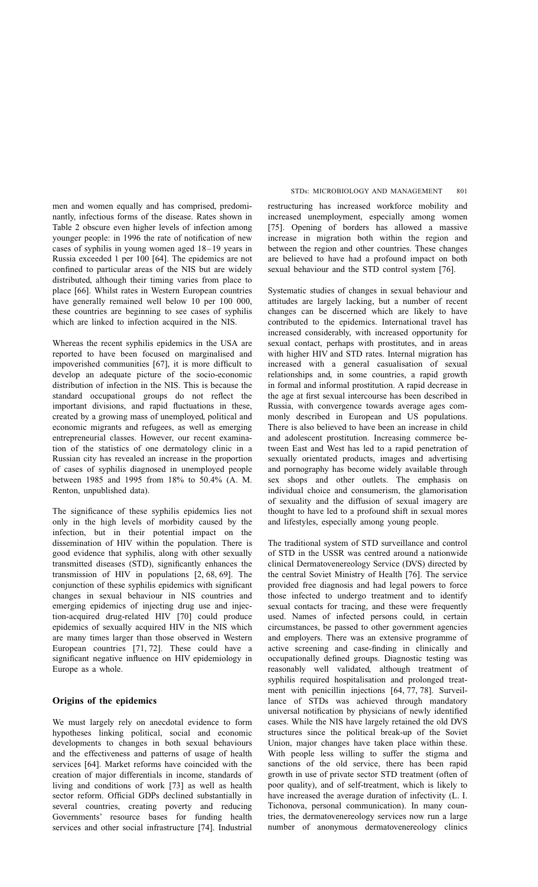men and women equally and has comprised, predominantly, infectious forms of the disease. Rates shown in Table 2 obscure even higher levels of infection among younger people: in 1996 the rate of notification of new cases of syphilis in young women aged 18–19 years in Russia exceeded 1 per 100 [64]. The epidemics are not confined to particular areas of the NIS but are widely distributed, although their timing varies from place to place [66]. Whilst rates in Western European countries have generally remained well below 10 per 100 000, these countries are beginning to see cases of syphilis which are linked to infection acquired in the NIS.

Whereas the recent syphilis epidemics in the USA are reported to have been focused on marginalised and impoverished communities [67], it is more difficult to develop an adequate picture of the socio-economic distribution of infection in the NIS. This is because the standard occupational groups do not reflect the important divisions, and rapid fluctuations in these, created by a growing mass of unemployed, political and economic migrants and refugees, as well as emerging entrepreneurial classes. However, our recent examination of the statistics of one dermatology clinic in a Russian city has revealed an increase in the proportion of cases of syphilis diagnosed in unemployed people between 1985 and 1995 from 18% to 50.4% (A. M. Renton, unpublished data).

The significance of these syphilis epidemics lies not only in the high levels of morbidity caused by the infection, but in their potential impact on the dissemination of HIV within the population. There is good evidence that syphilis, along with other sexually transmitted diseases (STD), significantly enhances the transmission of HIV in populations [2, 68, 69]. The conjunction of these syphilis epidemics with significant changes in sexual behaviour in NIS countries and emerging epidemics of injecting drug use and injection-acquired drug-related HIV [70] could produce epidemics of sexually acquired HIV in the NIS which are many times larger than those observed in Western European countries [71, 72]. These could have a significant negative influence on HIV epidemiology in Europe as a whole.

## Origins of the epidemics

We must largely rely on anecdotal evidence to form hypotheses linking political, social and economic developments to changes in both sexual behaviours and the effectiveness and patterns of usage of health services [64]. Market reforms have coincided with the creation of major differentials in income, standards of living and conditions of work [73] as well as health sector reform. Official GDPs declined substantially in several countries, creating poverty and reducing Governments' resource bases for funding health services and other social infrastructure [74]. Industrial restructuring has increased workforce mobility and increased unemployment, especially among women [75]. Opening of borders has allowed a massive increase in migration both within the region and between the region and other countries. These changes are believed to have had a profound impact on both sexual behaviour and the STD control system [76].

Systematic studies of changes in sexual behaviour and attitudes are largely lacking, but a number of recent changes can be discerned which are likely to have contributed to the epidemics. International travel has increased considerably, with increased opportunity for sexual contact, perhaps with prostitutes, and in areas with higher HIV and STD rates. Internal migration has increased with a general casualisation of sexual relationships and, in some countries, a rapid growth in formal and informal prostitution. A rapid decrease in the age at first sexual intercourse has been described in Russia, with convergence towards average ages commonly described in European and US populations. There is also believed to have been an increase in child and adolescent prostitution. Increasing commerce between East and West has led to a rapid penetration of sexually orientated products, images and advertising and pornography has become widely available through sex shops and other outlets. The emphasis on individual choice and consumerism, the glamorisation of sexuality and the diffusion of sexual imagery are thought to have led to a profound shift in sexual mores and lifestyles, especially among young people.

The traditional system of STD surveillance and control of STD in the USSR was centred around a nationwide clinical Dermatovenereology Service (DVS) directed by the central Soviet Ministry of Health [76]. The service provided free diagnosis and had legal powers to force those infected to undergo treatment and to identify sexual contacts for tracing, and these were frequently used. Names of infected persons could, in certain circumstances, be passed to other government agencies and employers. There was an extensive programme of active screening and case-finding in clinically and occupationally defined groups. Diagnostic testing was reasonably well validated, although treatment of syphilis required hospitalisation and prolonged treatment with penicillin injections [64, 77, 78]. Surveillance of STDs was achieved through mandatory universal notification by physicians of newly identified cases. While the NIS have largely retained the old DVS structures since the political break-up of the Soviet Union, major changes have taken place within these. With people less willing to suffer the stigma and sanctions of the old service, there has been rapid growth in use of private sector STD treatment (often of poor quality), and of self-treatment, which is likely to have increased the average duration of infectivity (L. I. Tichonova, personal communication). In many countries, the dermatovenereology services now run a large number of anonymous dermatovenereology clinics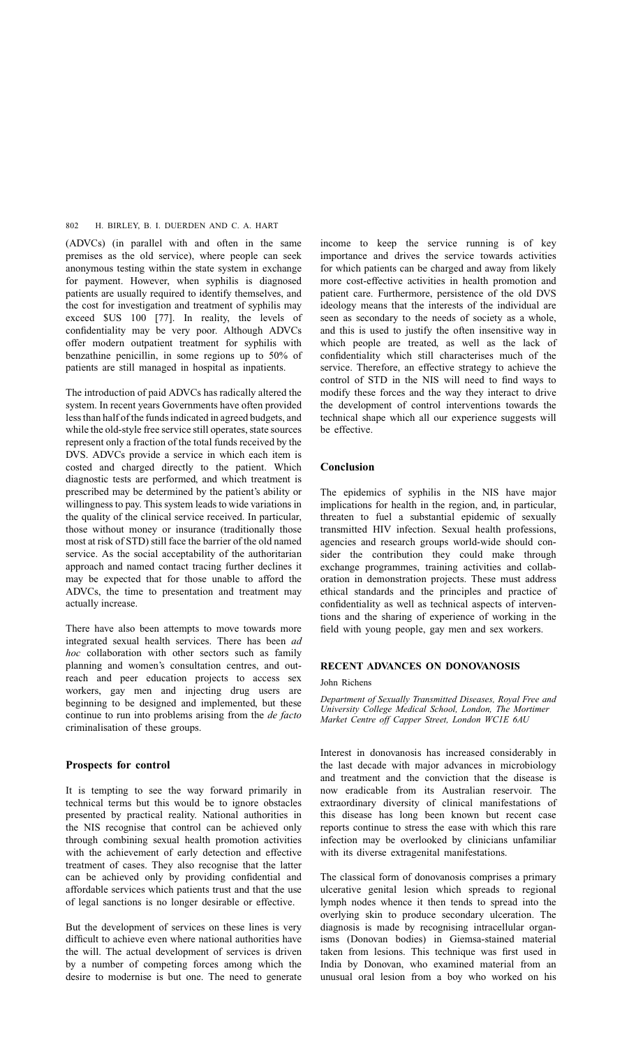(ADVCs) (in parallel with and often in the same premises as the old service), where people can seek anonymous testing within the state system in exchange for payment. However, when syphilis is diagnosed patients are usually required to identify themselves, and the cost for investigation and treatment of syphilis may exceed $US 100 [77]. In reality, the levels of confidentiality may be very poor. Although ADVCs offer modern outpatient treatment for syphilis with benzathine penicillin, in some regions up to 50% of patients are still managed in hospital as inpatients.

The introduction of paid ADVCs has radically altered the system. In recent years Governments have often provided less than half of the funds indicated in agreed budgets, and while the old-style free service still operates, state sources represent only a fraction of the total funds received by the DVS. ADVCs provide a service in which each item is costed and charged directly to the patient. Which diagnostic tests are performed, and which treatment is prescribed may be determined by the patient's ability or willingness to pay. This system leads to wide variations in the quality of the clinical service received. In particular, those without money or insurance (traditionally those most at risk of STD) still face the barrier of the old named service. As the social acceptability of the authoritarian approach and named contact tracing further declines it may be expected that for those unable to afford the ADVCs, the time to presentation and treatment may actually increase.

There have also been attempts to move towards more integrated sexual health services. There has been *ad hoc* collaboration with other sectors such as family planning and women's consultation centres, and outreach and peer education projects to access sex workers, gay men and injecting drug users are beginning to be designed and implemented, but these continue to run into problems arising from the *de facto* criminalisation of these groups.

### Prospects for control

It is tempting to see the way forward primarily in technical terms but this would be to ignore obstacles presented by practical reality. National authorities in the NIS recognise that control can be achieved only through combining sexual health promotion activities with the achievement of early detection and effective treatment of cases. They also recognise that the latter can be achieved only by providing confidential and affordable services which patients trust and that the use of legal sanctions is no longer desirable or effective.

But the development of services on these lines is very difficult to achieve even where national authorities have the will. The actual development of services is driven by a number of competing forces among which the desire to modernise is but one. The need to generate income to keep the service running is of key importance and drives the service towards activities for which patients can be charged and away from likely more cost-effective activities in health promotion and patient care. Furthermore, persistence of the old DVS ideology means that the interests of the individual are seen as secondary to the needs of society as a whole, and this is used to justify the often insensitive way in which people are treated, as well as the lack of confidentiality which still characterises much of the service. Therefore, an effective strategy to achieve the control of STD in the NIS will need to find ways to modify these forces and the way they interact to drive the development of control interventions towards the technical shape which all our experience suggests will be effective.

### Conclusion

The epidemics of syphilis in the NIS have major implications for health in the region, and, in particular, threaten to fuel a substantial epidemic of sexually transmitted HIV infection. Sexual health professions, agencies and research groups world-wide should consider the contribution they could make through exchange programmes, training activities and collaboration in demonstration projects. These must address ethical standards and the principles and practice of confidentiality as well as technical aspects of interventions and the sharing of experience of working in the field with young people, gay men and sex workers.

## RECENT ADVANCES ON DONOVANOSIS

John Richens

*Department of Sexually Transmitted Diseases, Royal Free and University College Medical School, London, The Mortimer Market Centre off Capper Street, London WC1E 6AU*

Interest in donovanosis has increased considerably in the last decade with major advances in microbiology and treatment and the conviction that the disease is now eradicable from its Australian reservoir. The extraordinary diversity of clinical manifestations of this disease has long been known but recent case reports continue to stress the ease with which this rare infection may be overlooked by clinicians unfamiliar with its diverse extragenital manifestations.

The classical form of donovanosis comprises a primary ulcerative genital lesion which spreads to regional lymph nodes whence it then tends to spread into the overlying skin to produce secondary ulceration. The diagnosis is made by recognising intracellular organisms (Donovan bodies) in Giemsa-stained material taken from lesions. This technique was first used in India by Donovan, who examined material from an unusual oral lesion from a boy who worked on his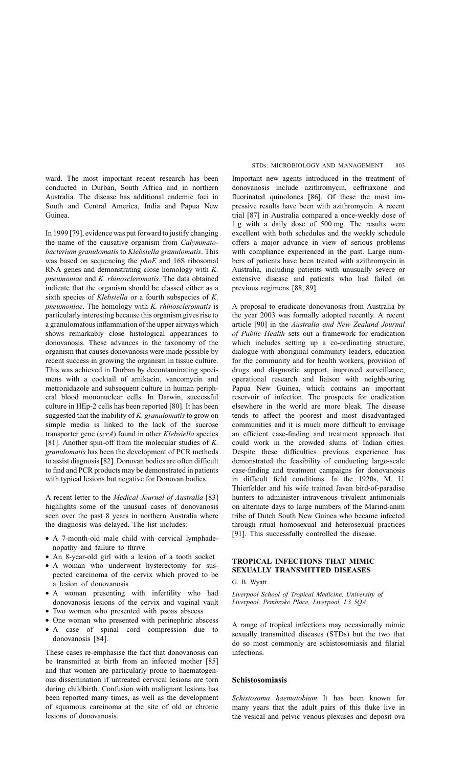ward. The most important recent research has been conducted in Durban, South Africa and in northern Australia. The disease has additional endemic foci in South and Central America, India and Papua New Guinea.

In 1999 [79], evidence was put forward to justify changing the name of the causative organism from *Calymmatobacterium granulomatis* to *Klebsiella granulomatis*. This was based on sequencing the *phoE* and 16S ribosomal RNA genes and demonstrating close homology with *K. pneumoniae* and *K. rhinoscleromatis*. The data obtained indicate that the organism should be classed either as a sixth species of *Klebsiella* or a fourth subspecies of *K. pneumoniae*. The homology with *K. rhinoscleromatis* is particularly interesting because this organism gives rise to a granulomatous inflammation of the upper airways which shows remarkably close histological appearances to donovanosis. These advances in the taxonomy of the organism that causes donovanosis were made possible by recent success in growing the organism in tissue culture. This was achieved in Durban by decontaminating specimens with a cocktail of amikacin, vancomycin and metronidazole and subsequent culture in human peripheral blood mononuclear cells. In Darwin, successful culture in HEp-2 cells has been reported [80]. It has been suggested that the inability of *K. granulomatis* to grow on simple media is linked to the lack of the sucrose transporter gene (*scrA*) found in other *Klebsiella* species [81]. Another spin-off from the molecular studies of *K. granulomatis* has been the development of PCR methods to assist diagnosis [82]. Donovan bodies are often difficult to find and PCR products may be demonstrated in patients with typical lesions but negative for Donovan bodies.

A recent letter to the *Medical Journal of Australia* [83] highlights some of the unusual cases of donovanosis seen over the past 8 years in northern Australia where the diagnosis was delayed. The list includes:

- A 7-month-old male child with cervical lymphadenopathy and failure to thrive
- An 8-year-old girl with a lesion of a tooth socket
- A woman who underwent hysterectomy for suspected carcinoma of the cervix which proved to be a lesion of donovanosis
- A woman presenting with infertility who had donovanosis lesions of the cervix and vaginal vault
- Two women who presented with psoas abscess
- One woman who presented with perinephric abscess
- A case of spinal cord compression due to donovanosis [84].

These cases re-emphasise the fact that donovanosis can be transmitted at birth from an infected mother [85] and that women are particularly prone to haematogenous dissemination if untreated cervical lesions are torn during childbirth. Confusion with malignant lesions has been reported many times, as well as the development of squamous carcinoma at the site of old or chronic lesions of donovanosis.

Important new agents introduced in the treatment of donovanosis include azithromycin, ceftriaxone and fluorinated quinolones [86]. Of these the most impressive results have been with azithromycin. A recent trial [87] in Australia compared a once-weekly dose of 1 g with a daily dose of 500 mg. The results were excellent with both schedules and the weekly schedule offers a major advance in view of serious problems with compliance experienced in the past. Large numbers of patients have been treated with azithromycin in Australia, including patients with unusually severe or extensive disease and patients who had failed on previous regimens [88, 89].

A proposal to eradicate donovanosis from Australia by the year 2003 was formally adopted recently. A recent article [90] in the *Australia and New Zealand Journal of Public Health* sets out a framework for eradication which includes setting up a co-ordinating structure, dialogue with aboriginal community leaders, education for the community and for health workers, provision of drugs and diagnostic support, improved surveillance, operational research and liaison with neighbouring Papua New Guinea, which contains an important reservoir of infection. The prospects for eradication elsewhere in the world are more bleak. The disease tends to affect the poorest and most disadvantaged communities and it is much more difficult to envisage an efficient case-finding and treatment approach that could work in the crowded slums of Indian cities. Despite these difficulties previous experience has demonstrated the feasibility of conducting large-scale case-finding and treatment campaigns for donovanosis in difficult field conditions. In the 1920s, M. U. Thierfelder and his wife trained Javan bird-of-paradise hunters to administer intravenous trivalent antimonials on alternate days to large numbers of the Marind-anim tribe of Dutch South New Guinea who became infected through ritual homosexual and heterosexual practices [91]. This successfully controlled the disease.

## TROPICAL INFECTIONS THAT MIMIC SEXUALLY TRANSMITTED DISEASES

G. B. Wyatt

*Liverpool School of Tropical Medicine, University of Liverpool, Pembroke Place, Liverpool, L3 5QA*

A range of tropical infections may occasionally mimic sexually transmitted diseases (STDs) but the two that do so most commonly are schistosomiasis and filarial infections.

### Schistosomiasis

*Schistosoma haematobium.* It has been known for many years that the adult pairs of this fluke live in the vesical and pelvic venous plexuses and deposit ova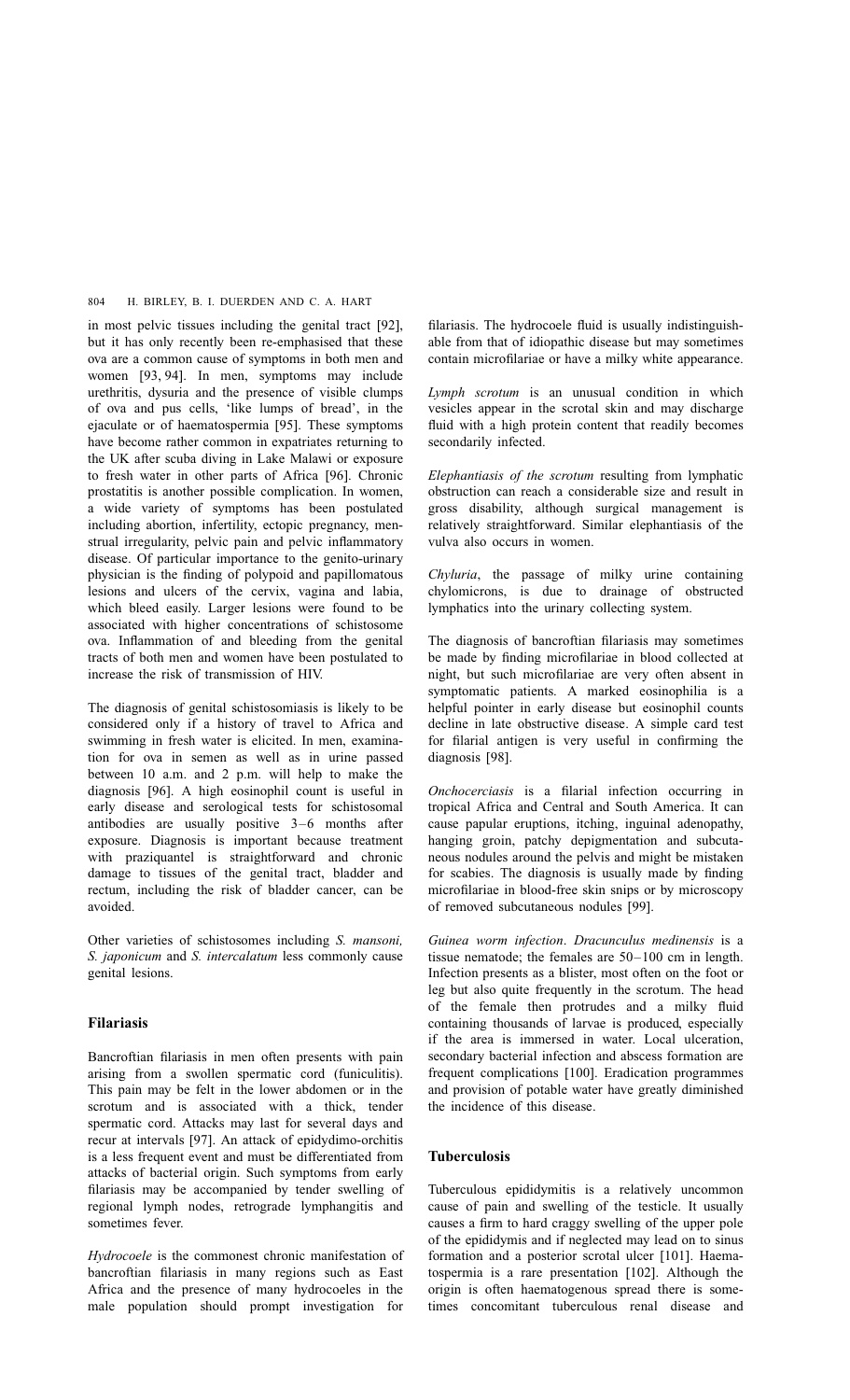in most pelvic tissues including the genital tract [92], but it has only recently been re-emphasised that these ova are a common cause of symptoms in both men and women [93, 94]. In men, symptoms may include urethritis, dysuria and the presence of visible clumps of ova and pus cells, 'like lumps of bread', in the ejaculate or of haematospermia [95]. These symptoms have become rather common in expatriates returning to the UK after scuba diving in Lake Malawi or exposure to fresh water in other parts of Africa [96]. Chronic prostatitis is another possible complication. In women, a wide variety of symptoms has been postulated including abortion, infertility, ectopic pregnancy, menstrual irregularity, pelvic pain and pelvic inflammatory disease. Of particular importance to the genito-urinary physician is the finding of polypoid and papillomatous lesions and ulcers of the cervix, vagina and labia, which bleed easily. Larger lesions were found to be associated with higher concentrations of schistosome ova. Inflammation of and bleeding from the genital tracts of both men and women have been postulated to increase the risk of transmission of HIV.

The diagnosis of genital schistosomiasis is likely to be considered only if a history of travel to Africa and swimming in fresh water is elicited. In men, examination for ova in semen as well as in urine passed between 10 a.m. and 2 p.m. will help to make the diagnosis [96]. A high eosinophil count is useful in early disease and serological tests for schistosomal antibodies are usually positive 3–6 months after exposure. Diagnosis is important because treatment with praziquantel is straightforward and chronic damage to tissues of the genital tract, bladder and rectum, including the risk of bladder cancer, can be avoided.

Other varieties of schistosomes including *S. mansoni, S. japonicum* and *S. intercalatum* less commonly cause genital lesions.

## Filariasis

Bancroftian filariasis in men often presents with pain arising from a swollen spermatic cord (funiculitis). This pain may be felt in the lower abdomen or in the scrotum and is associated with a thick, tender spermatic cord. Attacks may last for several days and recur at intervals [97]. An attack of epidydimo-orchitis is a less frequent event and must be differentiated from attacks of bacterial origin. Such symptoms from early filariasis may be accompanied by tender swelling of regional lymph nodes, retrograde lymphangitis and sometimes fever.

*Hydrocoele* is the commonest chronic manifestation of bancroftian filariasis in many regions such as East Africa and the presence of many hydrocoeles in the male population should prompt investigation for filariasis. The hydrocoele fluid is usually indistinguishable from that of idiopathic disease but may sometimes contain microfilariae or have a milky white appearance.

*Lymph scrotum* is an unusual condition in which vesicles appear in the scrotal skin and may discharge fluid with a high protein content that readily becomes secondarily infected.

*Elephantiasis of the scrotum* resulting from lymphatic obstruction can reach a considerable size and result in gross disability, although surgical management is relatively straightforward. Similar elephantiasis of the vulva also occurs in women.

*Chyluria*, the passage of milky urine containing chylomicrons, is due to drainage of obstructed lymphatics into the urinary collecting system.

The diagnosis of bancroftian filariasis may sometimes be made by finding microfilariae in blood collected at night, but such microfilariae are very often absent in symptomatic patients. A marked eosinophilia is a helpful pointer in early disease but eosinophil counts decline in late obstructive disease. A simple card test for filarial antigen is very useful in confirming the diagnosis [98].

*Onchocerciasis* is a filarial infection occurring in tropical Africa and Central and South America. It can cause papular eruptions, itching, inguinal adenopathy, hanging groin, patchy depigmentation and subcutaneous nodules around the pelvis and might be mistaken for scabies. The diagnosis is usually made by finding microfilariae in blood-free skin snips or by microscopy of removed subcutaneous nodules [99].

*Guinea worm infection*. *Dracunculus medinensis* is a tissue nematode; the females are 50–100 cm in length. Infection presents as a blister, most often on the foot or leg but also quite frequently in the scrotum. The head of the female then protrudes and a milky fluid containing thousands of larvae is produced, especially if the area is immersed in water. Local ulceration, secondary bacterial infection and abscess formation are frequent complications [100]. Eradication programmes and provision of potable water have greatly diminished the incidence of this disease.

## Tuberculosis

Tuberculous epididymitis is a relatively uncommon cause of pain and swelling of the testicle. It usually causes a firm to hard craggy swelling of the upper pole of the epididymis and if neglected may lead on to sinus formation and a posterior scrotal ulcer [101]. Haematospermia is a rare presentation [102]. Although the origin is often haematogenous spread there is sometimes concomitant tuberculous renal disease and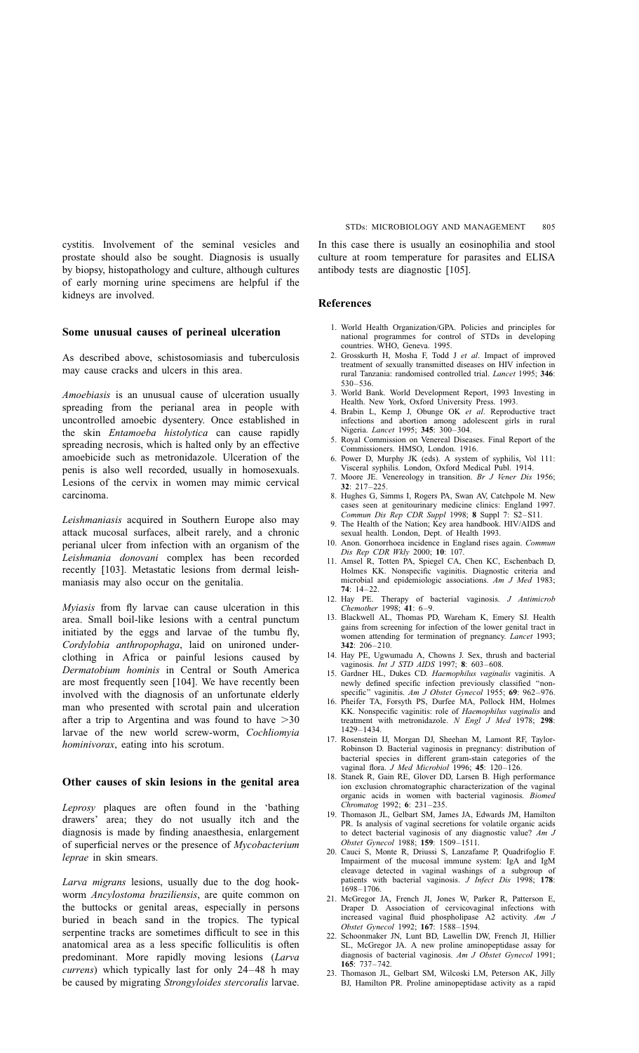cystitis. Involvement of the seminal vesicles and prostate should also be sought. Diagnosis is usually by biopsy, histopathology and culture, although cultures of early morning urine specimens are helpful if the kidneys are involved.

## Some unusual causes of perineal ulceration

As described above, schistosomiasis and tuberculosis may cause cracks and ulcers in this area.

*Amoebiasis* is an unusual cause of ulceration usually spreading from the perianal area in people with uncontrolled amoebic dysentery. Once established in the skin *Entamoeba histolytica* can cause rapidly spreading necrosis, which is halted only by an effective amoebicide such as metronidazole. Ulceration of the penis is also well recorded, usually in homosexuals. Lesions of the cervix in women may mimic cervical carcinoma.

*Leishmaniasis* acquired in Southern Europe also may attack mucosal surfaces, albeit rarely, and a chronic perianal ulcer from infection with an organism of the *Leishmania donovani* complex has been recorded recently [103]. Metastatic lesions from dermal leishmaniasis may also occur on the genitalia.

*Myiasis* from fly larvae can cause ulceration in this area. Small boil-like lesions with a central punctum initiated by the eggs and larvae of the tumbu fly, *Cordylobia anthropophaga*, laid on unironed underclothing in Africa or painful lesions caused by *Dermatobium hominis* in Central or South America are most frequently seen [104]. We have recently been involved with the diagnosis of an unfortunate elderly man who presented with scrotal pain and ulceration after a trip to Argentina and was found to have >30 larvae of the new world screw-worm, *Cochliomyia hominivorax*, eating into his scrotum.

## Other causes of skin lesions in the genital area

*Leprosy* plaques are often found in the 'bathing drawers' area; they do not usually itch and the diagnosis is made by finding anaesthesia, enlargement of superficial nerves or the presence of *Mycobacterium leprae* in skin smears.

*Larva migrans* lesions, usually due to the dog hookworm *Ancylostoma braziliensis*, are quite common on the buttocks or genital areas, especially in persons buried in beach sand in the tropics. The typical serpentine tracks are sometimes difficult to see in this anatomical area as a less specific folliculitis is often predominant. More rapidly moving lesions (*Larva currens*) which typically last for only 24–48 h may be caused by migrating *Strongyloides stercoralis* larvae. In this case there is usually an eosinophilia and stool culture at room temperature for parasites and ELISA antibody tests are diagnostic [105].

## References

1. World Health Organization/GPA. Policies and principles for national programmes for control of STDs in developing countries. WHO, Geneva. 1995.
2. Grosskurth H, Mosha F, Todd J *et al*. Impact of improved treatment of sexually transmitted diseases on HIV infection in rural Tanzania: randomised controlled trial. *Lancet* 1995; **346**: 530–536.
3. World Bank. World Development Report, 1993 Investing in Health. New York, Oxford University Press. 1993.
4. Brabin L, Kemp J, Obunge OK *et al*. Reproductive tract infections and abortion among adolescent girls in rural Nigeria. *Lancet* 1995; **345**: 300–304.
5. Royal Commission on Venereal Diseases. Final Report of the Commissioners. HMSO, London. 1916.
6. Power D, Murphy JK (eds). A system of syphilis, Vol 111: Visceral syphilis. London, Oxford Medical Publ. 1914.
7. Moore JE. Venereology in transition. *Br J Vener Dis* 1956; **32**: 217–225.
8. Hughes G, Simms I, Rogers PA, Swan AV, Catchpole M. New cases seen at genitourinary medicine clinics: England 1997. *Commun Dis Rep CDR Suppl* 1998; **8** Suppl 7: S2–S11.
9. The Health of the Nation; Key area handbook. HIV/AIDS and sexual health. London, Dept. of Health 1993.
10. Anon. Gonorrhoea incidence in England rises again. *Commun Dis Rep CDR Wkly* 2000; **10**: 107.
11. Amsel R, Totten PA, Spiegel CA, Chen KC, Eschenbach D, Holmes KK. Nonspecific vaginitis. Diagnostic criteria and microbial and epidemiologic associations. *Am J Med* 1983; **74**: 14–22.
12. Hay PE. Therapy of bacterial vaginosis. *J Antimicrob Chemother* 1998; **41**: 6–9.
13. Blackwell AL, Thomas PD, Wareham K, Emery SJ. Health gains from screening for infection of the lower genital tract in women attending for termination of pregnancy. *Lancet* 1993; **342**: 206–210.
14. Hay PE, Ugwumadu A, Chowns J. Sex, thrush and bacterial vaginosis. *Int J STD AIDS* 1997; **8**: 603–608.
15. Gardner HL, Dukes CD. *Haemophilus vaginalis* vaginitis. A newly defined specific infection previously classified "non-specific" vaginitis. *Am J Obstet Gynecol* 1955; **69**: 962–976.
16. Pheifer TA, Forsyth PS, Durfee MA, Pollock HM, Holmes KK. Nonspecific vaginitis: role of *Haemophilus vaginalis* and treatment with metronidazole. *N Engl J Med* 1978; **298**: 1429–1434.
17. Rosenstein IJ, Morgan DJ, Sheehan M, Lamont RF, Taylor-Robinson D. Bacterial vaginosis in pregnancy: distribution of bacterial species in different gram-stain categories of the vaginal flora. *J Med Microbiol* 1996; **45**: 120–126.
18. Stanek R, Gain RE, Glover DD, Larsen B. High performance ion exclusion chromatographic characterization of the vaginal organic acids in women with bacterial vaginosis. *Biomed Chromatog* 1992; **6**: 231–235.
19. Thomason JL, Gelbart SM, James JA, Edwards JM, Hamilton PR. Is analysis of vaginal secretions for volatile organic acids to detect bacterial vaginosis of any diagnostic value? *Am J Obstet Gynecol* 1988; **159**: 1509–1511.
20. Cauci S, Monte R, Driussi S, Lanzafame P, Quadrifoglio F. Impairment of the mucosal immune system: IgA and IgM cleavage detected in vaginal washings of a subgroup of patients with bacterial vaginosis. *J Infect Dis* 1998; **178**: 1698–1706.
21. McGregor JA, French JI, Jones W, Parker R, Patterson E, Draper D. Association of cervicovaginal infections with increased vaginal fluid phospholipase A2 activity. *Am J Obstet Gynecol* 1992; **167**: 1588–1594.
22. Schoonmaker JN, Lunt BD, Lawellin DW, French JI, Hillier SL, McGregor JA. A new proline aminopeptidase assay for diagnosis of bacterial vaginosis. *Am J Obstet Gynecol* 1991; **165**: 737–742.
23. Thomason JL, Gelbart SM, Wilcoski LM, Peterson AK, Jilly BJ, Hamilton PR. Proline aminopeptidase activity as a rapid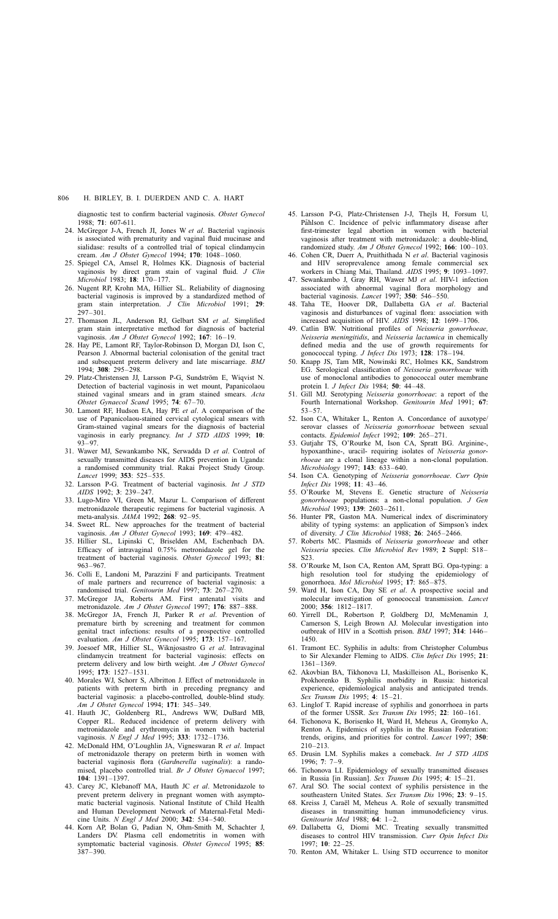diagnostic test to confirm bacterial vaginosis. *Obstet Gynecol* 1988; **71**: 607-611.

24. McGregor J-A, French JI, Jones W *et al*. Bacterial vaginosis is associated with prematurity and vaginal fluid mucinase and sialidase: results of a controlled trial of topical clindamycin cream. *Am J Obstet Gynecol* 1994; **170**: 1048–1060.
25. Spiegel CA, Amsel R, Holmes KK. Diagnosis of bacterial vaginosis by direct gram stain of vaginal fluid. *J Clin Microbiol* 1983; **18**: 170–177.
26. Nugent RP, Krohn MA, Hillier SL. Reliability of diagnosing bacterial vaginosis is improved by a standardized method of gram stain interpretation. *J Clin Microbiol* 1991; **29**: 297–301.
27. Thomason JL, Anderson RJ, Gelbart SM *et al*. Simplified gram stain interpretative method for diagnosis of bacterial vaginosis. *Am J Obstet Gynecol* 1992; **167**: 16–19.
28. Hay PE, Lamont RF, Taylor-Robinson D, Morgan DJ, Ison C, Pearson J. Abnormal bacterial colonisation of the genital tract and subsequent preterm delivery and late miscarriage. *BMJ* 1994; **308**: 295–298.
29. Platz-Christensen JJ, Larsson P-G, Sundström E, Wiqvist N. Detection of bacterial vaginosis in wet mount, Papanicolaou stained vaginal smears and in gram stained smears. *Acta Obstet Gynaecol Scand* 1995; **74**: 67–70.
30. Lamont RF, Hudson EA, Hay PE *et al*. A comparison of the use of Papanicolaou-stained cervical cytological smears with Gram-stained vaginal smears for the diagnosis of bacterial vaginosis in early pregnancy. *Int J STD AIDS* 1999; **10**: 93–97.
31. Wawer MJ, Sewankambo NK, Serwadda D *et al*. Control of sexually transmitted diseases for AIDS prevention in Uganda: a randomised community trial. Rakai Project Study Group. *Lancet* 1999; **353**: 525–535.
32. Larsson P-G. Treatment of bacterial vaginosis. *Int J STD AIDS* 1992; **3**: 239–247.
33. Lugo-Miro VI, Green M, Mazur L. Comparison of different metronidazole therapeutic regimens for bacterial vaginosis. A meta-analysis. *JAMA* 1992; **268**: 92–95.
34. Sweet RL. New approaches for the treatment of bacterial vaginosis. *Am J Obstet Gynecol* 1993; **169**: 479–482.
35. Hillier SL, Lipinski C, Briselden AM, Eschenbach DA. Efficacy of intravaginal 0.75% metronidazole gel for the treatment of bacterial vaginosis. *Obstet Gynecol* 1993; **81**: 963–967.
36. Colli E, Landoni M, Parazzini F and participants. Treatment of male partners and recurrence of bacterial vaginosis: a randomised trial. *Genitourin Med* 1997; **73**: 267–270.
37. McGregor JA, Roberts AM. First antenatal visits and metronidazole. *Am J Obstet Gynecol* 1997; **176**: 887–888.
38. McGregor JA, French JI, Parker R *et al*. Prevention of premature birth by screening and treatment for common genital tract infections: results of a prospective controlled evaluation. *Am J Obstet Gynecol* 1995; **173**: 157–167.
39. Joesoef MR, Hillier SL, Wiknjosastro G *et al*. Intravaginal clindamycin treatment for bacterial vaginosis: effects on preterm delivery and low birth weight. *Am J Obstet Gynecol* 1995; **173**: 1527–1531.
40. Morales WJ, Schorr S, Albritton J. Effect of metronidazole in patients with preterm birth in preceding pregnancy and bacterial vaginosis: a placebo-controlled, double-blind study. *Am J Obstet Gynecol* 1994; **171**: 345–349.
41. Hauth JC, Goldenberg RL, Andrews WW, DuBard MB, Copper RL. Reduced incidence of preterm delivery with metronidazole and erythromycin in women with bacterial vaginosis. *N Engl J Med* 1995; **333**: 1732–1736.
42. McDonald HM, O'Loughlin JA, Vigneswaran R *et al*. Impact of metronidazole therapy on preterm birth in women with bacterial vaginosis flora (*Gardnerella vaginalis*): a randomised, placebo controlled trial. *Br J Obstet Gynaecol* 1997; **104**: 1391–1397.
43. Carey JC, Klebanoff MA, Hauth JC *et al*. Metronidazole to prevent preterm delivery in pregnant women with asymptomatic bacterial vaginosis. National Institute of Child Health and Human Development Network of Maternal-Fetal Medicine Units. *N Engl J Med* 2000; **342**: 534–540.
44. Korn AP, Bolan G, Padian N, Ohm-Smith M, Schachter J, Landers DV. Plasma cell endometritis in women with symptomatic bacterial vaginosis. *Obstet Gynecol* 1995; **85**: 387–390.
45. Larsson P-G, Platz-Christensen J-J, Thejls H, Forsum U, Påhlson C. Incidence of pelvic inflammatory disease after first-trimester legal abortion in women with bacterial vaginosis after treatment with metronidazole: a double-blind, randomized study. *Am J Obstet Gynecol* 1992; **166**: 100–103.
46. Cohen CR, Duerr A, Pruithithada N *et al*. Bacterial vaginosis and HIV seroprevalence among female commercial sex workers in Chiang Mai, Thailand. *AIDS* 1995; **9**: 1093–1097.
47. Sewankambo J, Gray RH, Wawer MJ *et al*. HIV-1 infection associated with abnormal vaginal flora morphology and bacterial vaginosis. *Lancet* 1997; **350**: 546–550.
48. Taha TE, Hoover DR, Dallabetta GA *et al*. Bacterial vaginosis and disturbances of vaginal flora: association with increased acquisition of HIV. *AIDS* 1998; **12**: 1699–1706.
49. Catlin BW. Nutritional profiles of *Neisseria gonorrhoeae, Neisseria meningitidis*, and *Neisseria lactamica* in chemically defined media and the use of growth requirements for gonococcal typing. *J Infect Dis* 1973; **128**: 178–194.
50. Knapp JS, Tam MR, Nowinski RC, Holmes KK, Sandstrom EG. Serological classification of *Neisseria gonorrhoeae* with use of monoclonal antibodies to gonococcal outer membrane protein I. *J Infect Dis* 1984; **50**: 44–48.
51. Gill MJ. Serotyping *Neisseria gonorrhoeae*: a report of the Fourth International Workshop. *Genitourin Med* 1991; **67**: 53–57.
52. Ison CA, Whitaker L, Renton A. Concordance of auxotype/serovar classes of *Neisseria gonorrhoeae* between sexual contacts. *Epidemiol Infect* 1992; **109**: 265–271.
53. Gutjahr TS, O'Rourke M, Ison CA, Spratt BG. Arginine-, hypoxanthine-, uracil- requiring isolates of *Neisseria gonorrhoeae* are a clonal lineage within a non-clonal population. *Microbiology* 1997; **143**: 633–640.
54. Ison CA. Genotyping of *Neisseria gonorrhoeae*. *Curr Opin Infect Dis* 1998; **11**: 43–46.
55. O'Rourke M, Stevens E. Genetic structure of *Neisseria gonorrhoeae* populations: a non-clonal population. *J Gen Microbiol* 1993; **139**: 2603–2611.
56. Hunter PR, Gaston MA. Numerical index of discriminatory ability of typing systems: an application of Simpson's index of diversity. *J Clin Microbiol* 1988; **26**: 2465–2466.
57. Roberts MC. Plasmids of *Neisseria gonorrhoeae* and other *Neisseria* species. *Clin Microbiol Rev* 1989; **2** Suppl: S18–S23.
58. O'Rourke M, Ison CA, Renton AM, Spratt BG. Opa-typing: a high resolution tool for studying the epidemiology of gonorrhoea. *Mol Microbiol* 1995; **17**: 865–875.
59. Ward H, Ison CA, Day SE *et al*. A prospective social and molecular investigation of gonococcal transmission. *Lancet* 2000; **356**: 1812–1817.
60. Yirrell DL, Robertson P, Goldberg DJ, McMenamin J, Camerson S, Leigh Brown AJ. Molecular investigation into outbreak of HIV in a Scottish prison. *BMJ* 1997; **314**: 1446–1450.
61. Tramont EC. Syphilis in adults: from Christopher Columbus to Sir Alexander Fleming to AIDS. *Clin Infect Dis* 1995; **21**: 1361–1369.
62. Akovbian BA, Tikhonova LI, Maskilleison AL, Borisenko K, Prokhorenko B. Syphilis morbidity in Russia: historical experience, epidemiological analysis and anticipated trends. *Sex Transm Dis* 1995; **4**: 15–21.
63. Linglof T. Rapid increase of syphilis and gonorrhoea in parts of the former USSR. *Sex Transm Dis* 1995; **22**: 160–161.
64. Tichonova K, Borisenko H, Ward H, Meheus A, Gromyko A, Renton A. Epidemics of syphilis in the Russian Federation: trends, origins, and priorities for control. *Lancet* 1997; **350**: 210–213.
65. Drusin LM. Syphilis makes a comeback. *Int J STD AIDS* 1996; **7**: 7–9.
66. Tichonova LI. Epidemiology of sexually transmitted diseases in Russia [in Russian]. *Sex Transm Dis* 1995; **4**: 15–21.
67. Aral SO. The social context of syphilis persistence in the southeastern United States. *Sex Transm Dis* 1996; **23**: 9–15.
68. Kreiss J, Caraël M, Meheus A. Role of sexually transmitted diseases in transmitting human immunodeficiency virus. *Genitourin Med* 1988; **64**: 1–2.
69. Dallabetta G, Diomi MC. Treating sexually transmitted diseases to control HIV transmission. *Curr Opin Infect Dis* 1997; **10**: 22–25.
70. Renton AM, Whitaker L. Using STD occurrence to monitor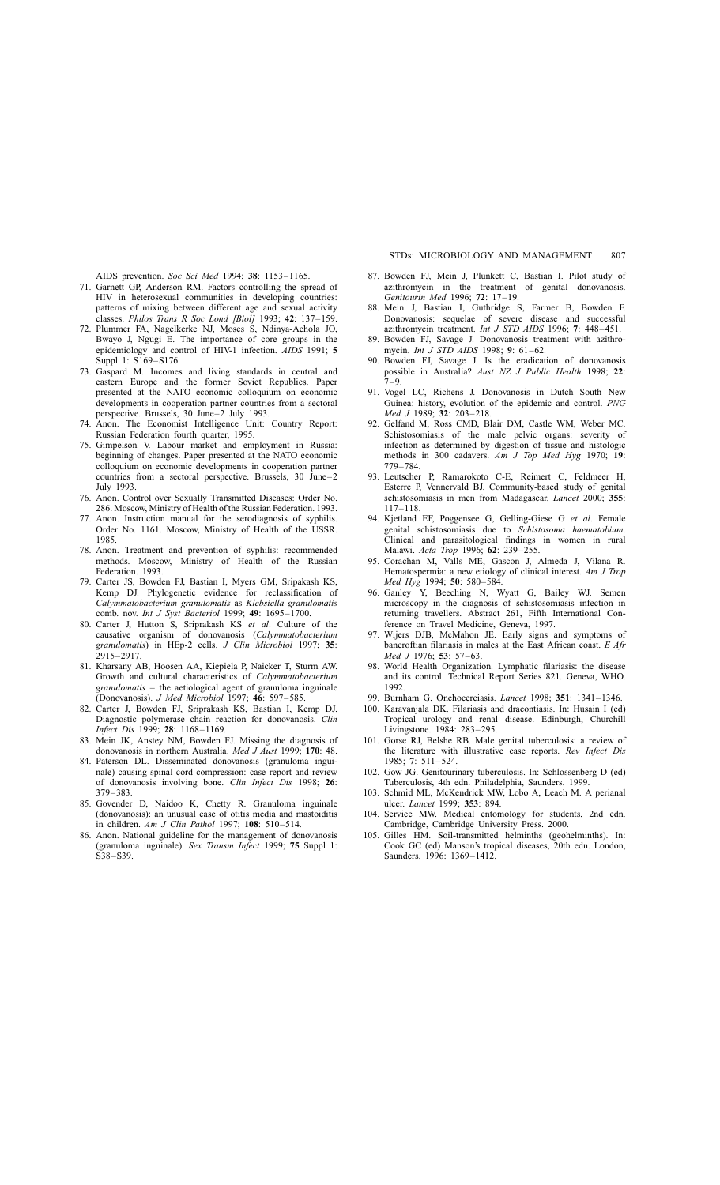AIDS prevention. *Soc Sci Med* 1994; **38**: 1153–1165.

71. Garnett GP, Anderson RM. Factors controlling the spread of HIV in heterosexual communities in developing countries: patterns of mixing between different age and sexual activity classes. *Philos Trans R Soc Lond [Biol]* 1993; **42**: 137–159.
72. Plummer FA, Nagelkerke NJ, Moses S, Ndinya-Achola JO, Bwayo J, Ngugi E. The importance of core groups in the epidemiology and control of HIV-1 infection. *AIDS* 1991; **5** Suppl 1: S169–S176.
73. Gaspard M. Incomes and living standards in central and eastern Europe and the former Soviet Republics. Paper presented at the NATO economic colloquium on economic developments in cooperation partner countries from a sectoral perspective. Brussels, 30 June–2 July 1993.
74. Anon. The Economist Intelligence Unit: Country Report: Russian Federation fourth quarter, 1995.
75. Gimpelson V. Labour market and employment in Russia: beginning of changes. Paper presented at the NATO economic colloquium on economic developments in cooperation partner countries from a sectoral perspective. Brussels, 30 June–2 July 1993.
76. Anon. Control over Sexually Transmitted Diseases: Order No. 286. Moscow, Ministry of Health of the Russian Federation. 1993.
77. Anon. Instruction manual for the serodiagnosis of syphilis. Order No. 1161. Moscow, Ministry of Health of the USSR. 1985.
78. Anon. Treatment and prevention of syphilis: recommended methods. Moscow, Ministry of Health of the Russian Federation. 1993.
79. Carter JS, Bowden FJ, Bastian I, Myers GM, Sripakash KS, Kemp DJ. Phylogenetic evidence for reclassification of *Calymmatobacterium granulomatis* as *Klebsiella granulomatis* comb. nov. *Int J Syst Bacteriol* 1999; **49**: 1695–1700.
80. Carter J, Hutton S, Sriprakash KS *et al*. Culture of the causative organism of donovanosis (*Calymmatobacterium granulomatis*) in HEp-2 cells. *J Clin Microbiol* 1997; **35**: 2915–2917.
81. Kharsany AB, Hoosen AA, Kiepiela P, Naicker T, Sturm AW. Growth and cultural characteristics of *Calymmatobacterium granulomatis* – the aetiological agent of granuloma inguinale (Donovanosis). *J Med Microbiol* 1997; **46**: 597–585.
82. Carter J, Bowden FJ, Sriprakash KS, Bastian I, Kemp DJ. Diagnostic polymerase chain reaction for donovanosis. *Clin Infect Dis* 1999; **28**: 1168–1169.
83. Mein JK, Anstey NM, Bowden FJ. Missing the diagnosis of donovanosis in northern Australia. *Med J Aust* 1999; **170**: 48.
84. Paterson DL. Disseminated donovanosis (granuloma inguinale) causing spinal cord compression: case report and review of donovanosis involving bone. *Clin Infect Dis* 1998; **26**: 379–383.
85. Govender D, Naidoo K, Chetty R. Granuloma inguinale (donovanosis): an unusual case of otitis media and mastoiditis in children. *Am J Clin Pathol* 1997; **108**: 510–514.
86. Anon. National guideline for the management of donovanosis (granuloma inguinale). *Sex Transm Infect* 1999; **75** Suppl 1: S38–S39.
87. Bowden FJ, Mein J, Plunkett C, Bastian I. Pilot study of azithromycin in the treatment of genital donovanosis. *Genitourin Med* 1996; **72**: 17–19.
88. Mein J, Bastian I, Guthridge S, Farmer B, Bowden F. Donovanosis: sequelae of severe disease and successful azithromycin treatment. *Int J STD AIDS* 1996; **7**: 448–451.
89. Bowden FJ, Savage J. Donovanosis treatment with azithromycin. *Int J STD AIDS* 1998; **9**: 61–62.
90. Bowden FJ, Savage J. Is the eradication of donovanosis possible in Australia? *Aust NZ J Public Health* 1998; **22**: 7–9.
91. Vogel LC, Richens J. Donovanosis in Dutch South New Guinea: history, evolution of the epidemic and control. *PNG Med J* 1989; **32**: 203–218.
92. Gelfand M, Ross CMD, Blair DM, Castle WM, Weber MC. Schistosomiasis of the male pelvic organs: severity of infection as determined by digestion of tissue and histologic methods in 300 cadavers. *Am J Top Med Hyg* 1970; **19**: 779–784.
93. Leutscher P, Ramarokoto C-E, Reimert C, Feldmeer H, Esterre P, Vennervald BJ. Community-based study of genital schistosomiasis in men from Madagascar. *Lancet* 2000; **355**: 117–118.
94. Kjetland EF, Poggensee G, Gelling-Giese G *et al*. Female genital schistosomiasis due to *Schistosoma haematobium*. Clinical and parasitological findings in women in rural Malawi. *Acta Trop* 1996; **62**: 239–255.
95. Corachan M, Valls ME, Gascon J, Almeda J, Vilana R. Hematospermia: a new etiology of clinical interest. *Am J Trop Med Hyg* 1994; **50**: 580–584.
96. Ganley Y, Beeching N, Wyatt G, Bailey WJ. Semen microscopy in the diagnosis of schistosomiasis infection in returning travellers. Abstract 261, Fifth International Conference on Travel Medicine, Geneva, 1997.
97. Wijers DJB, McMahon JE. Early signs and symptoms of bancroftian filariasis in males at the East African coast. *E Afr Med J* 1976; **53**: 57–63.
98. World Health Organization. Lymphatic filariasis: the disease and its control. Technical Report Series 821. Geneva, WHO. 1992.
99. Burnham G. Onchocerciasis. *Lancet* 1998; **351**: 1341–1346.
100. Karavanjala DK. Filariasis and dracontiasis. In: Husain I (ed) Tropical urology and renal disease. Edinburgh, Churchill Livingstone. 1984: 283–295.
101. Gorse RJ, Belshe RB. Male genital tuberculosis: a review of the literature with illustrative case reports. *Rev Infect Dis* 1985; **7**: 511–524.
102. Gow JG. Genitourinary tuberculosis. In: Schlossenberg D (ed) Tuberculosis, 4th edn. Philadelphia, Saunders. 1999.
103. Schmid ML, McKendrick MW, Lobo A, Leach M. A perianal ulcer. *Lancet* 1999; **353**: 894.
104. Service MW. Medical entomology for students, 2nd edn. Cambridge, Cambridge University Press. 2000.
105. Gilles HM. Soil-transmitted helminths (geohelminths). In: Cook GC (ed) Manson's tropical diseases, 20th edn. London, Saunders. 1996: 1369–1412.